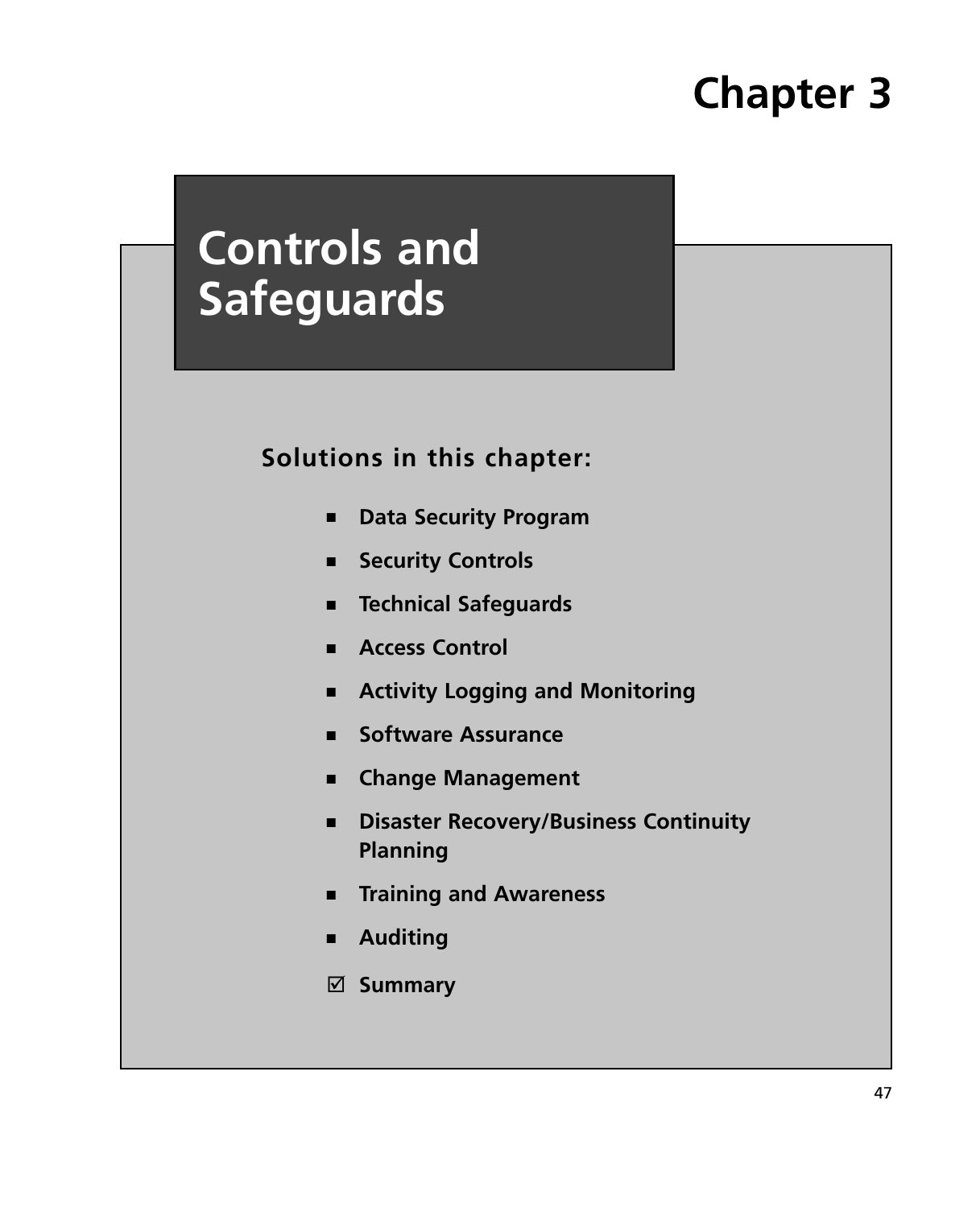# Chapter 3

# Controls and Safeguards

**Solutions in this chapter:**

- **Data Security Program**
- **Security Controls**
- **Technical Safeguards**
- **Access Control**
- **Activity Logging and Monitoring**
- **Software Assurance**
- **Change Management**
- **Disaster Recovery/Business Continuity Planning**
- **Training and Awareness**
- **Auditing**

☑ **Summary**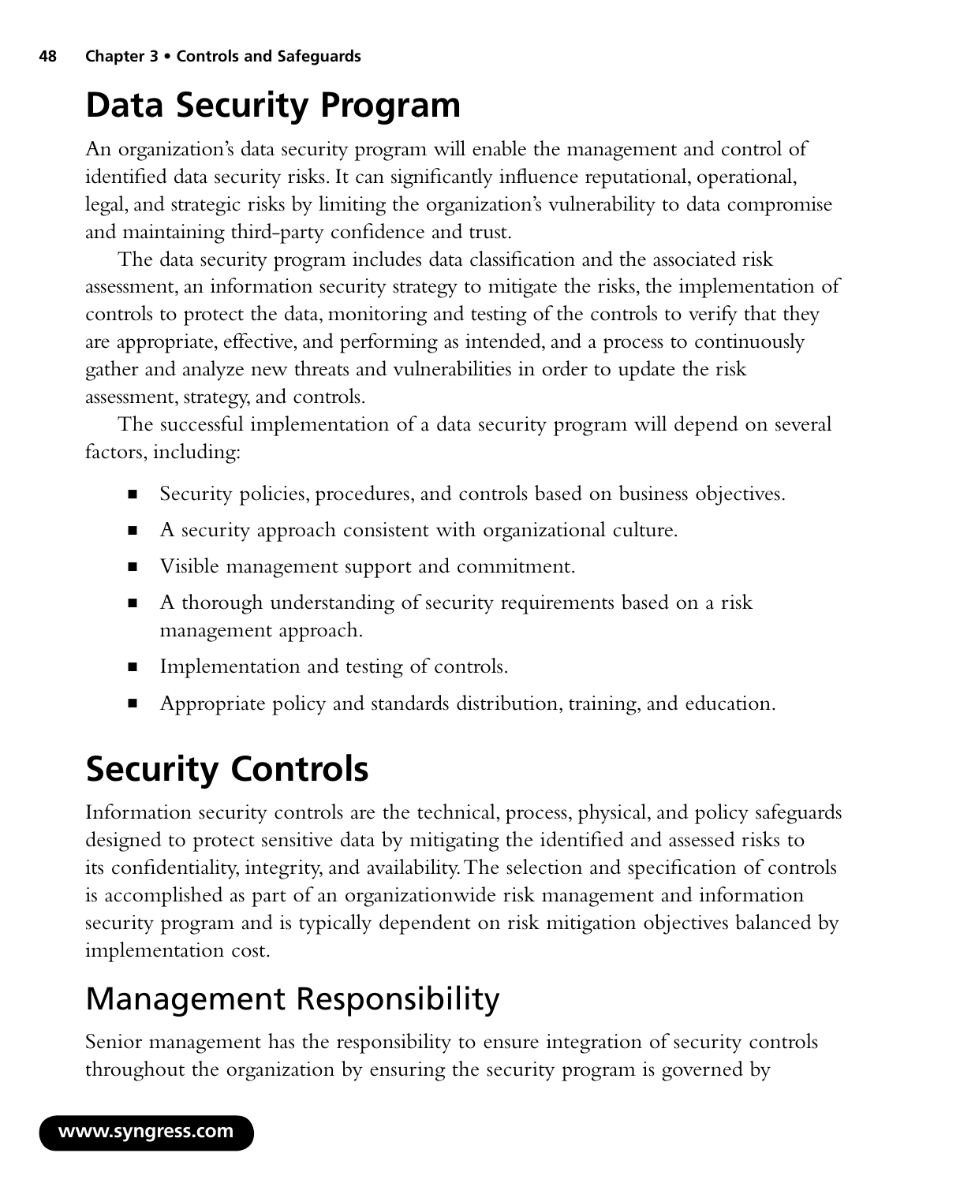# Data Security Program

An organization's data security program will enable the management and control of identified data security risks. It can significantly influence reputational, operational, legal, and strategic risks by limiting the organization's vulnerability to data compromise and maintaining third-party confidence and trust.

The data security program includes data classification and the associated risk assessment, an information security strategy to mitigate the risks, the implementation of controls to protect the data, monitoring and testing of the controls to verify that they are appropriate, effective, and performing as intended, and a process to continuously gather and analyze new threats and vulnerabilities in order to update the risk assessment, strategy, and controls.

The successful implementation of a data security program will depend on several factors, including:

- Security policies, procedures, and controls based on business objectives.
- A security approach consistent with organizational culture.
- Visible management support and commitment.
- A thorough understanding of security requirements based on a risk management approach.
- Implementation and testing of controls.
- Appropriate policy and standards distribution, training, and education.

# Security Controls

Information security controls are the technical, process, physical, and policy safeguards designed to protect sensitive data by mitigating the identified and assessed risks to its confidentiality, integrity, and availability. The selection and specification of controls is accomplished as part of an organizationwide risk management and information security program and is typically dependent on risk mitigation objectives balanced by implementation cost.

## Management Responsibility

Senior management has the responsibility to ensure integration of security controls throughout the organization by ensuring the security program is governed by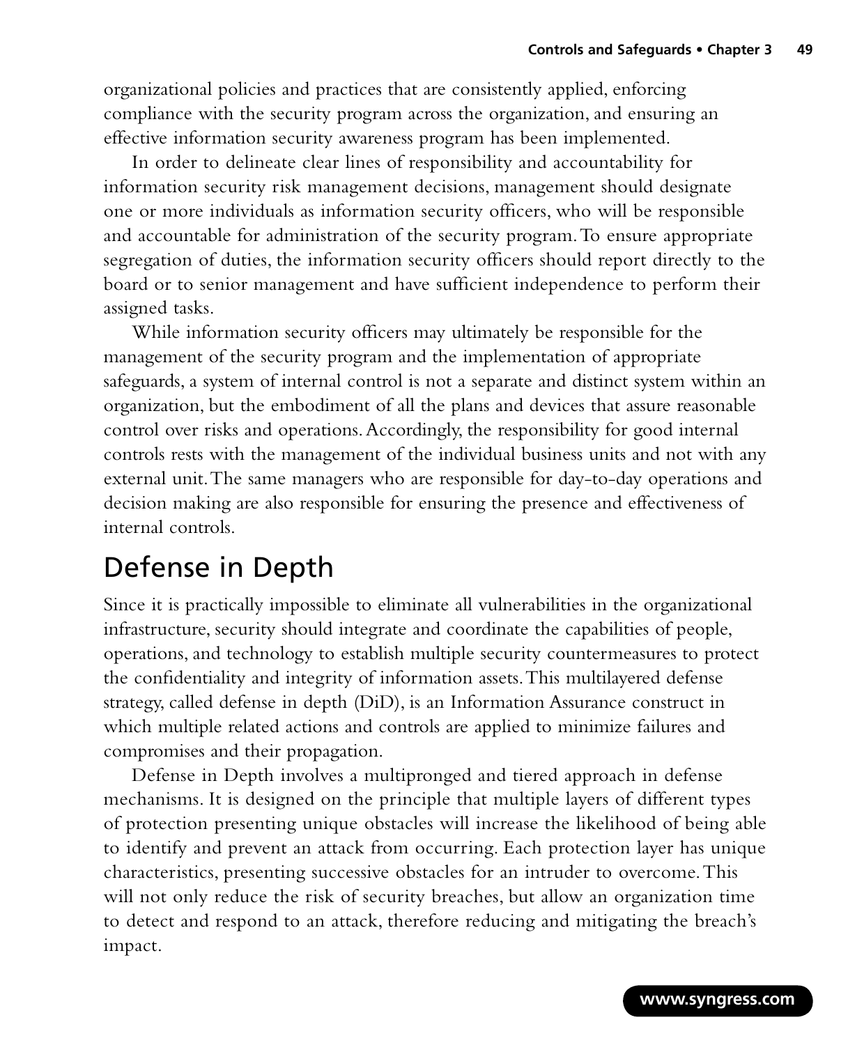organizational policies and practices that are consistently applied, enforcing compliance with the security program across the organization, and ensuring an effective information security awareness program has been implemented.

In order to delineate clear lines of responsibility and accountability for information security risk management decisions, management should designate one or more individuals as information security officers, who will be responsible and accountable for administration of the security program. To ensure appropriate segregation of duties, the information security officers should report directly to the board or to senior management and have sufficient independence to perform their assigned tasks.

While information security officers may ultimately be responsible for the management of the security program and the implementation of appropriate safeguards, a system of internal control is not a separate and distinct system within an organization, but the embodiment of all the plans and devices that assure reasonable control over risks and operations. Accordingly, the responsibility for good internal controls rests with the management of the individual business units and not with any external unit. The same managers who are responsible for day-to-day operations and decision making are also responsible for ensuring the presence and effectiveness of internal controls.

## Defense in Depth

Since it is practically impossible to eliminate all vulnerabilities in the organizational infrastructure, security should integrate and coordinate the capabilities of people, operations, and technology to establish multiple security countermeasures to protect the confidentiality and integrity of information assets. This multilayered defense strategy, called defense in depth (DiD), is an Information Assurance construct in which multiple related actions and controls are applied to minimize failures and compromises and their propagation.

Defense in Depth involves a multipronged and tiered approach in defense mechanisms. It is designed on the principle that multiple layers of different types of protection presenting unique obstacles will increase the likelihood of being able to identify and prevent an attack from occurring. Each protection layer has unique characteristics, presenting successive obstacles for an intruder to overcome. This will not only reduce the risk of security breaches, but allow an organization time to detect and respond to an attack, therefore reducing and mitigating the breach's impact.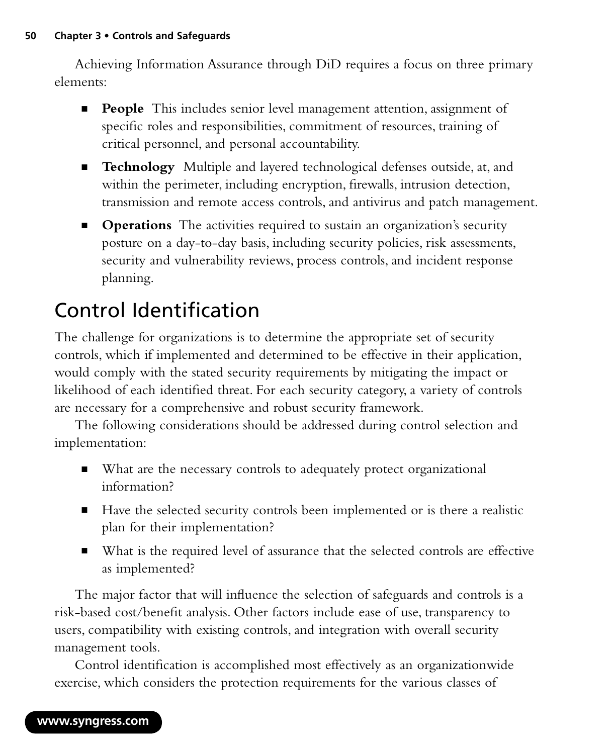Achieving Information Assurance through DiD requires a focus on three primary elements:

- **People** This includes senior level management attention, assignment of specific roles and responsibilities, commitment of resources, training of critical personnel, and personal accountability.
- **Technology** Multiple and layered technological defenses outside, at, and within the perimeter, including encryption, firewalls, intrusion detection, transmission and remote access controls, and antivirus and patch management.
- **Operations** The activities required to sustain an organization's security posture on a day-to-day basis, including security policies, risk assessments, security and vulnerability reviews, process controls, and incident response planning.

# Control Identification

The challenge for organizations is to determine the appropriate set of security controls, which if implemented and determined to be effective in their application, would comply with the stated security requirements by mitigating the impact or likelihood of each identified threat. For each security category, a variety of controls are necessary for a comprehensive and robust security framework.

The following considerations should be addressed during control selection and implementation:

- What are the necessary controls to adequately protect organizational information?
- Have the selected security controls been implemented or is there a realistic plan for their implementation?
- What is the required level of assurance that the selected controls are effective as implemented?

The major factor that will influence the selection of safeguards and controls is a risk-based cost/benefit analysis. Other factors include ease of use, transparency to users, compatibility with existing controls, and integration with overall security management tools.

Control identification is accomplished most effectively as an organizationwide exercise, which considers the protection requirements for the various classes of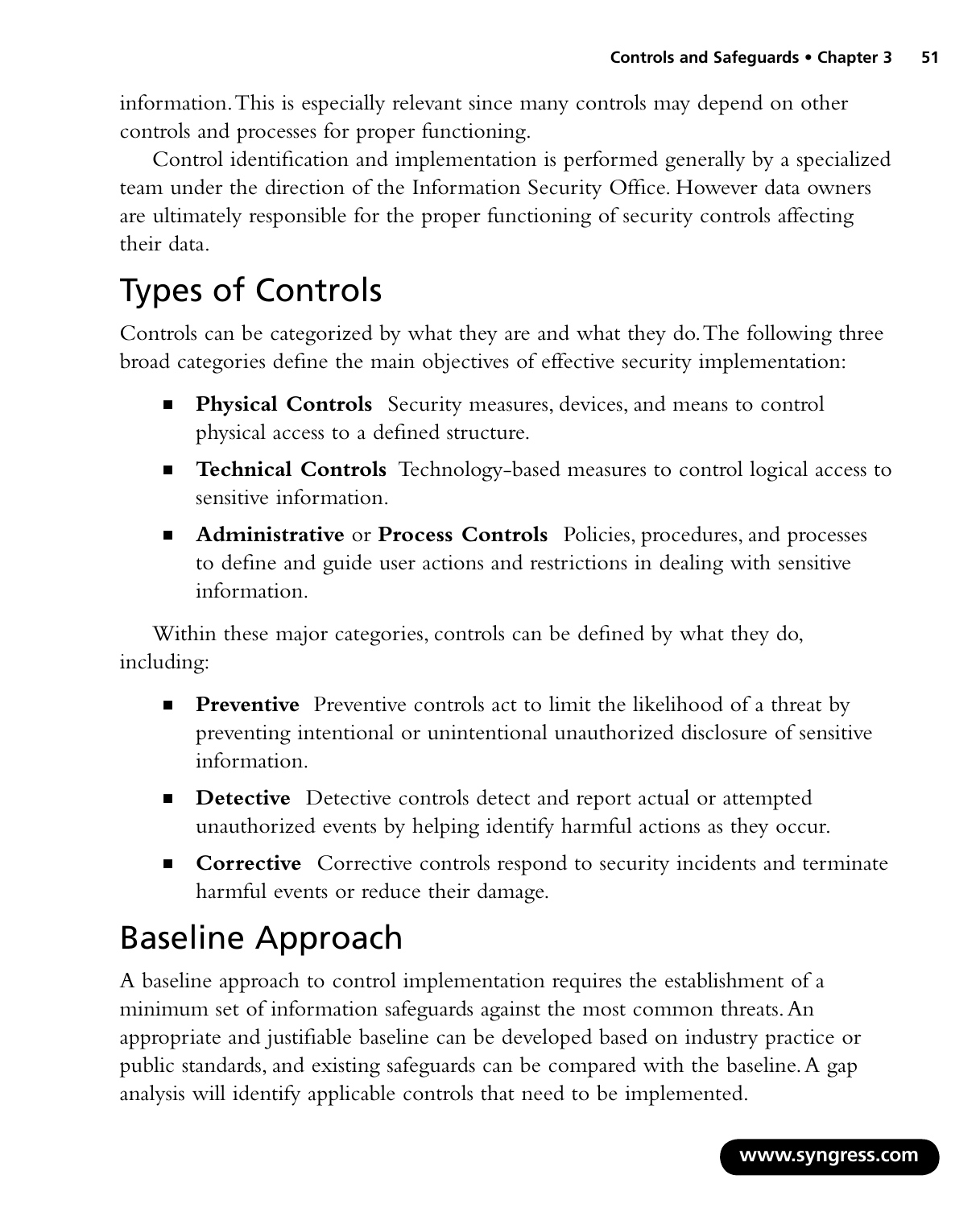information. This is especially relevant since many controls may depend on other controls and processes for proper functioning.

Control identification and implementation is performed generally by a specialized team under the direction of the Information Security Office. However data owners are ultimately responsible for the proper functioning of security controls affecting their data.

## Types of Controls

Controls can be categorized by what they are and what they do. The following three broad categories define the main objectives of effective security implementation:

- **Physical Controls** Security measures, devices, and means to control physical access to a defined structure.
- **Technical Controls** Technology-based measures to control logical access to sensitive information.
- **Administrative** or **Process Controls** Policies, procedures, and processes to define and guide user actions and restrictions in dealing with sensitive information.

Within these major categories, controls can be defined by what they do, including:

- **Preventive** Preventive controls act to limit the likelihood of a threat by preventing intentional or unintentional unauthorized disclosure of sensitive information.
- **Detective** Detective controls detect and report actual or attempted unauthorized events by helping identify harmful actions as they occur.
- **Corrective** Corrective controls respond to security incidents and terminate harmful events or reduce their damage.

## Baseline Approach

A baseline approach to control implementation requires the establishment of a minimum set of information safeguards against the most common threats. An appropriate and justifiable baseline can be developed based on industry practice or public standards, and existing safeguards can be compared with the baseline. A gap analysis will identify applicable controls that need to be implemented.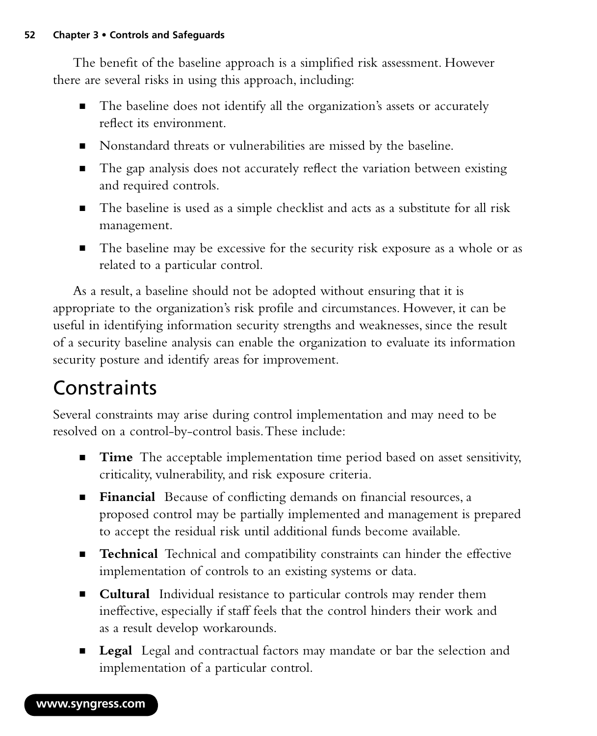The benefit of the baseline approach is a simplified risk assessment. However there are several risks in using this approach, including:

- The baseline does not identify all the organization's assets or accurately reflect its environment.
- Nonstandard threats or vulnerabilities are missed by the baseline.
- The gap analysis does not accurately reflect the variation between existing and required controls.
- The baseline is used as a simple checklist and acts as a substitute for all risk management.
- The baseline may be excessive for the security risk exposure as a whole or as related to a particular control.

As a result, a baseline should not be adopted without ensuring that it is appropriate to the organization's risk profile and circumstances. However, it can be useful in identifying information security strengths and weaknesses, since the result of a security baseline analysis can enable the organization to evaluate its information security posture and identify areas for improvement.

## Constraints

Several constraints may arise during control implementation and may need to be resolved on a control-by-control basis. These include:

- **Time** The acceptable implementation time period based on asset sensitivity, criticality, vulnerability, and risk exposure criteria.
- **Financial** Because of conflicting demands on financial resources, a proposed control may be partially implemented and management is prepared to accept the residual risk until additional funds become available.
- **Technical** Technical and compatibility constraints can hinder the effective implementation of controls to an existing systems or data.
- **Cultural** Individual resistance to particular controls may render them ineffective, especially if staff feels that the control hinders their work and as a result develop workarounds.
- **Legal** Legal and contractual factors may mandate or bar the selection and implementation of a particular control.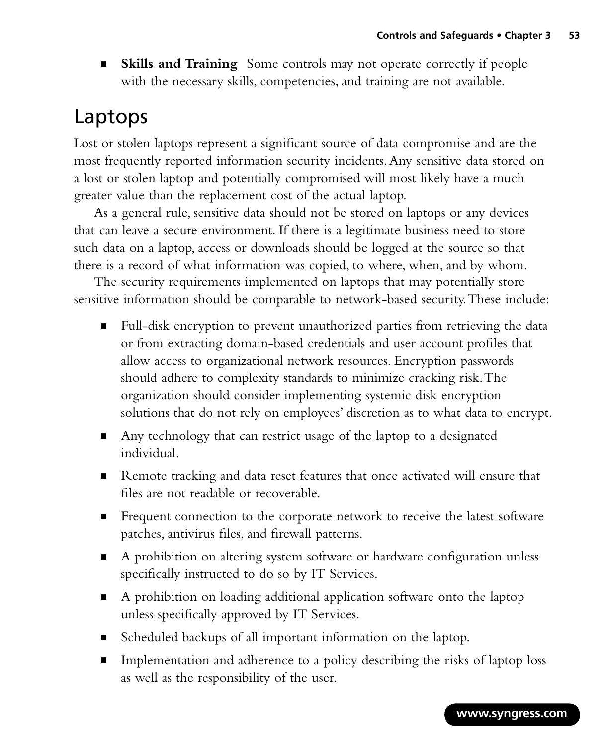- **Skills and Training** Some controls may not operate correctly if people with the necessary skills, competencies, and training are not available.

## Laptops

Lost or stolen laptops represent a significant source of data compromise and are the most frequently reported information security incidents. Any sensitive data stored on a lost or stolen laptop and potentially compromised will most likely have a much greater value than the replacement cost of the actual laptop.

As a general rule, sensitive data should not be stored on laptops or any devices that can leave a secure environment. If there is a legitimate business need to store such data on a laptop, access or downloads should be logged at the source so that there is a record of what information was copied, to where, when, and by whom.

The security requirements implemented on laptops that may potentially store sensitive information should be comparable to network-based security. These include:

- Full-disk encryption to prevent unauthorized parties from retrieving the data or from extracting domain-based credentials and user account profiles that allow access to organizational network resources. Encryption passwords should adhere to complexity standards to minimize cracking risk. The organization should consider implementing systemic disk encryption solutions that do not rely on employees' discretion as to what data to encrypt.
- Any technology that can restrict usage of the laptop to a designated individual.
- Remote tracking and data reset features that once activated will ensure that files are not readable or recoverable.
- Frequent connection to the corporate network to receive the latest software patches, antivirus files, and firewall patterns.
- A prohibition on altering system software or hardware configuration unless specifically instructed to do so by IT Services.
- A prohibition on loading additional application software onto the laptop unless specifically approved by IT Services.
- Scheduled backups of all important information on the laptop.
- Implementation and adherence to a policy describing the risks of laptop loss as well as the responsibility of the user.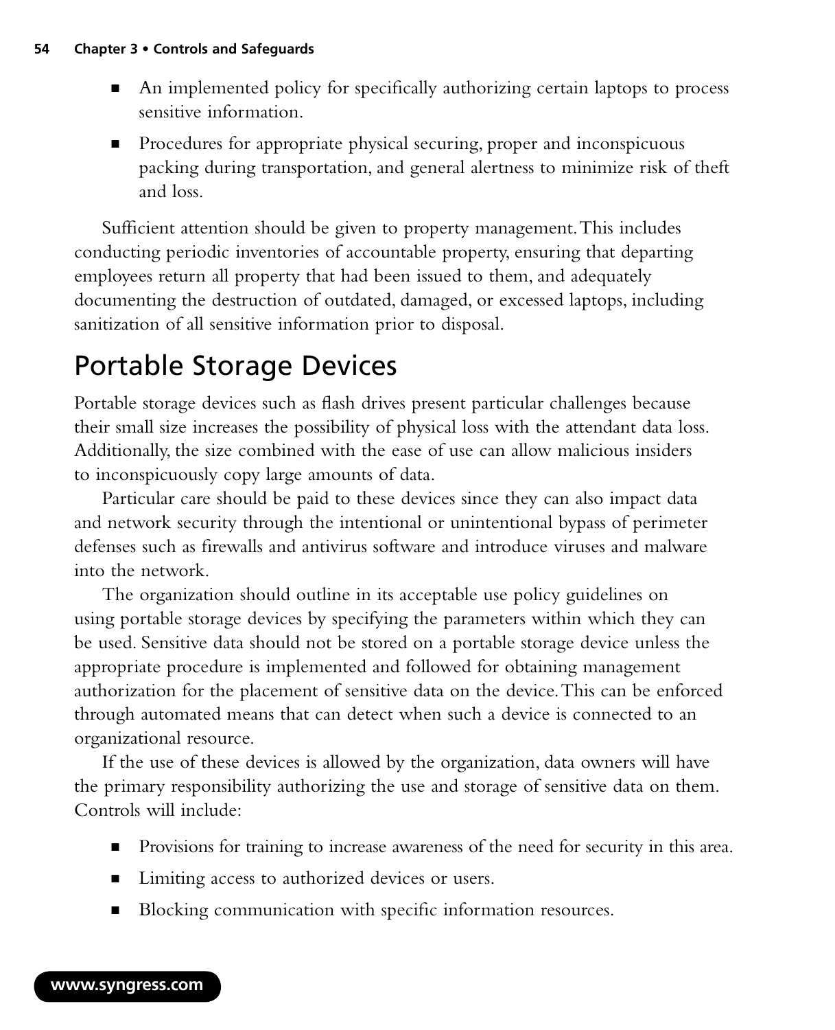- An implemented policy for specifically authorizing certain laptops to process sensitive information.
- Procedures for appropriate physical securing, proper and inconspicuous packing during transportation, and general alertness to minimize risk of theft and loss.

Sufficient attention should be given to property management. This includes conducting periodic inventories of accountable property, ensuring that departing employees return all property that had been issued to them, and adequately documenting the destruction of outdated, damaged, or excessed laptops, including sanitization of all sensitive information prior to disposal.

## Portable Storage Devices

Portable storage devices such as flash drives present particular challenges because their small size increases the possibility of physical loss with the attendant data loss. Additionally, the size combined with the ease of use can allow malicious insiders to inconspicuously copy large amounts of data.

Particular care should be paid to these devices since they can also impact data and network security through the intentional or unintentional bypass of perimeter defenses such as firewalls and antivirus software and introduce viruses and malware into the network.

The organization should outline in its acceptable use policy guidelines on using portable storage devices by specifying the parameters within which they can be used. Sensitive data should not be stored on a portable storage device unless the appropriate procedure is implemented and followed for obtaining management authorization for the placement of sensitive data on the device. This can be enforced through automated means that can detect when such a device is connected to an organizational resource.

If the use of these devices is allowed by the organization, data owners will have the primary responsibility authorizing the use and storage of sensitive data on them. Controls will include:

- Provisions for training to increase awareness of the need for security in this area.
- Limiting access to authorized devices or users.
- Blocking communication with specific information resources.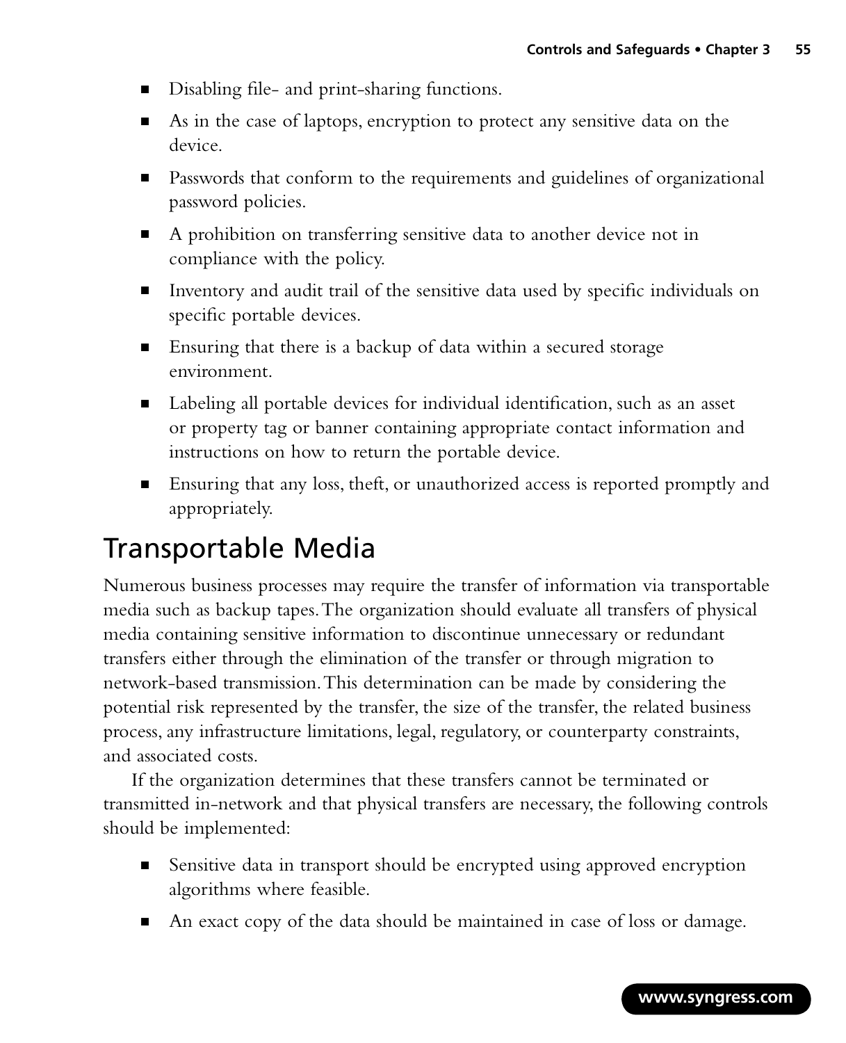- Disabling file- and print-sharing functions.
- As in the case of laptops, encryption to protect any sensitive data on the device.
- Passwords that conform to the requirements and guidelines of organizational password policies.
- A prohibition on transferring sensitive data to another device not in compliance with the policy.
- Inventory and audit trail of the sensitive data used by specific individuals on specific portable devices.
- Ensuring that there is a backup of data within a secured storage environment.
- Labeling all portable devices for individual identification, such as an asset or property tag or banner containing appropriate contact information and instructions on how to return the portable device.
- Ensuring that any loss, theft, or unauthorized access is reported promptly and appropriately.

## Transportable Media

Numerous business processes may require the transfer of information via transportable media such as backup tapes. The organization should evaluate all transfers of physical media containing sensitive information to discontinue unnecessary or redundant transfers either through the elimination of the transfer or through migration to network-based transmission. This determination can be made by considering the potential risk represented by the transfer, the size of the transfer, the related business process, any infrastructure limitations, legal, regulatory, or counterparty constraints, and associated costs.

If the organization determines that these transfers cannot be terminated or transmitted in-network and that physical transfers are necessary, the following controls should be implemented:

- Sensitive data in transport should be encrypted using approved encryption algorithms where feasible.
- An exact copy of the data should be maintained in case of loss or damage.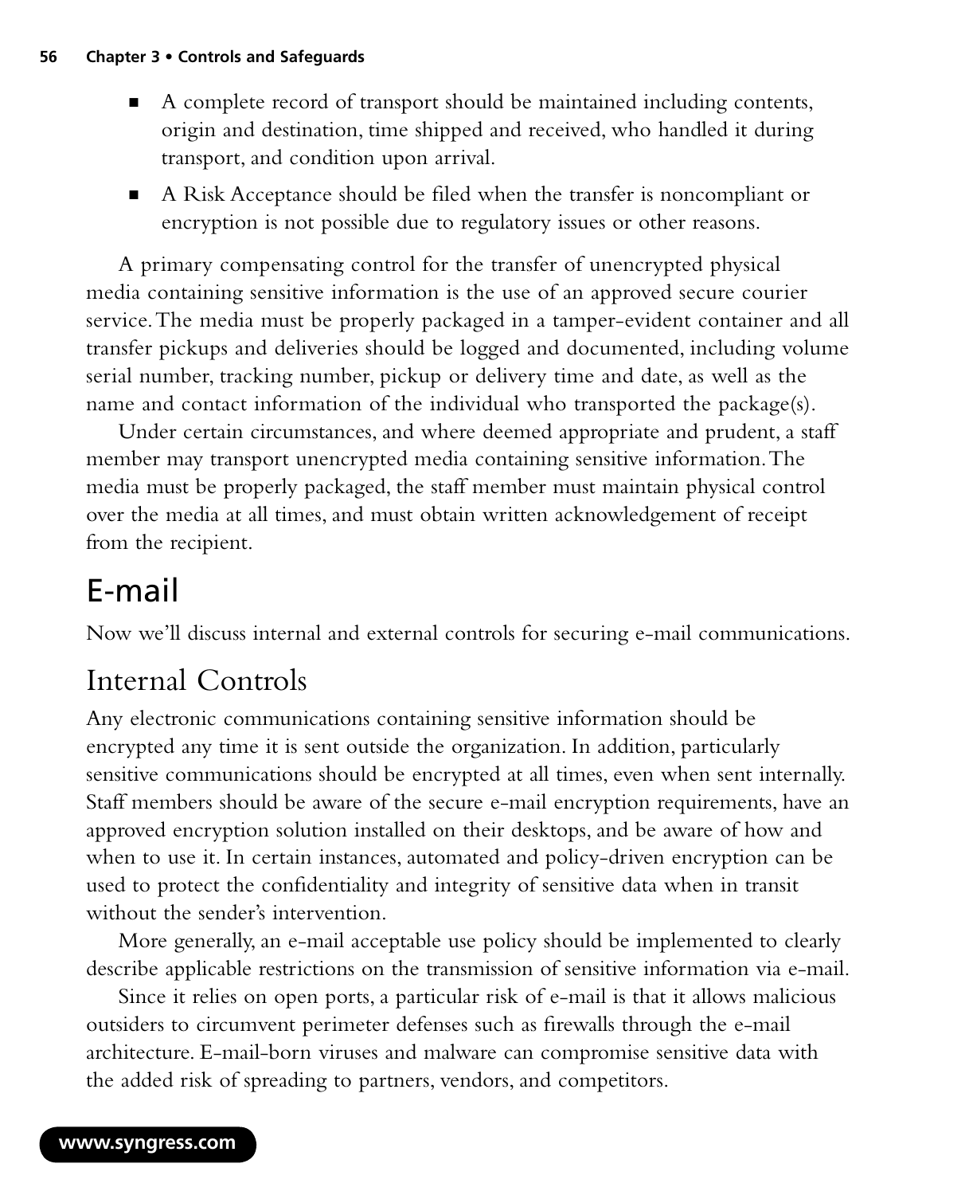- A complete record of transport should be maintained including contents, origin and destination, time shipped and received, who handled it during transport, and condition upon arrival.
- A Risk Acceptance should be filed when the transfer is noncompliant or encryption is not possible due to regulatory issues or other reasons.

A primary compensating control for the transfer of unencrypted physical media containing sensitive information is the use of an approved secure courier service. The media must be properly packaged in a tamper-evident container and all transfer pickups and deliveries should be logged and documented, including volume serial number, tracking number, pickup or delivery time and date, as well as the name and contact information of the individual who transported the package(s).

Under certain circumstances, and where deemed appropriate and prudent, a staff member may transport unencrypted media containing sensitive information. The media must be properly packaged, the staff member must maintain physical control over the media at all times, and must obtain written acknowledgement of receipt from the recipient.

# E-mail

Now we'll discuss internal and external controls for securing e-mail communications.

## Internal Controls

Any electronic communications containing sensitive information should be encrypted any time it is sent outside the organization. In addition, particularly sensitive communications should be encrypted at all times, even when sent internally. Staff members should be aware of the secure e-mail encryption requirements, have an approved encryption solution installed on their desktops, and be aware of how and when to use it. In certain instances, automated and policy-driven encryption can be used to protect the confidentiality and integrity of sensitive data when in transit without the sender's intervention.

More generally, an e-mail acceptable use policy should be implemented to clearly describe applicable restrictions on the transmission of sensitive information via e-mail.

Since it relies on open ports, a particular risk of e-mail is that it allows malicious outsiders to circumvent perimeter defenses such as firewalls through the e-mail architecture. E-mail-born viruses and malware can compromise sensitive data with the added risk of spreading to partners, vendors, and competitors.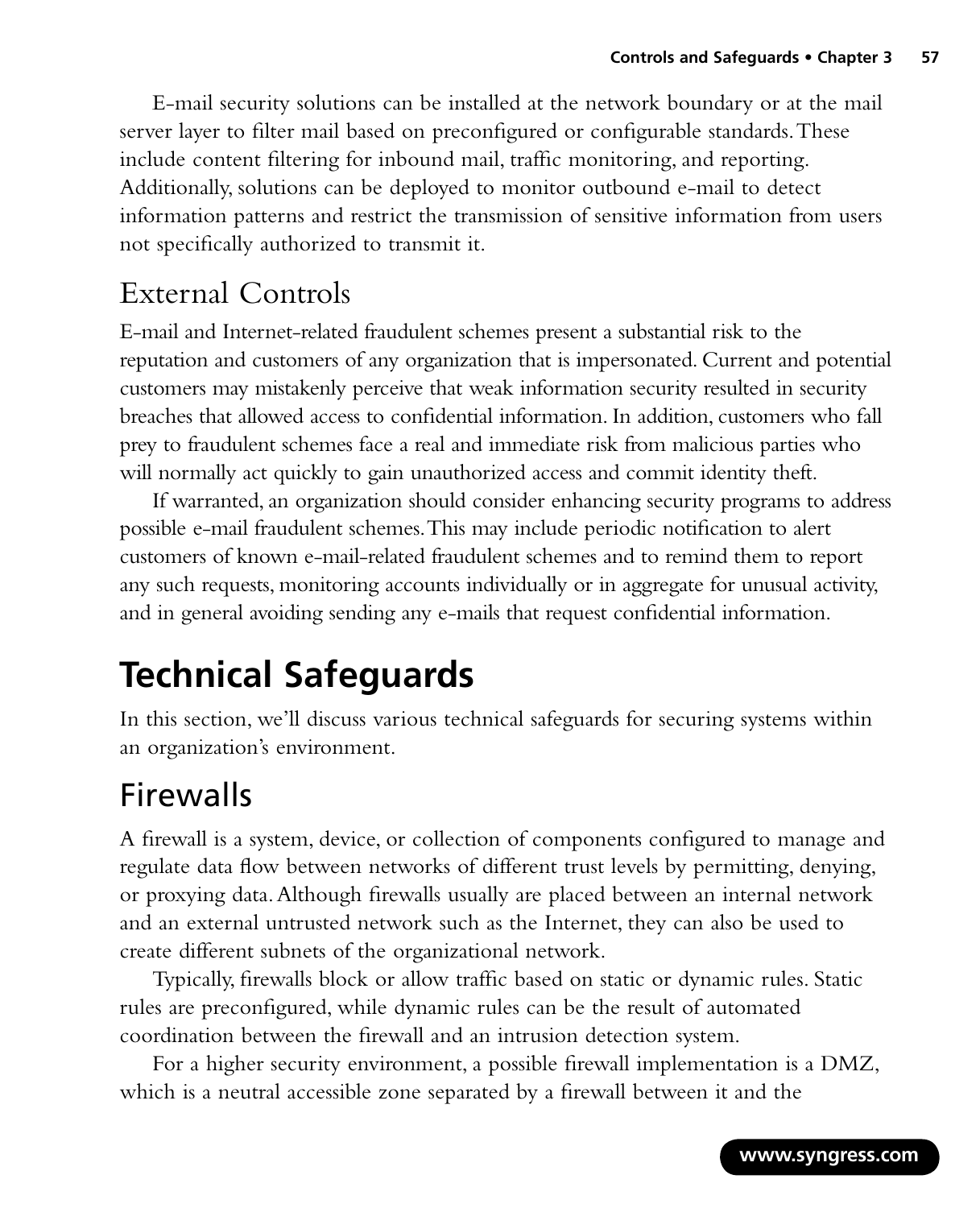E-mail security solutions can be installed at the network boundary or at the mail server layer to filter mail based on preconfigured or configurable standards. These include content filtering for inbound mail, traffic monitoring, and reporting. Additionally, solutions can be deployed to monitor outbound e-mail to detect information patterns and restrict the transmission of sensitive information from users not specifically authorized to transmit it.

### External Controls

E-mail and Internet-related fraudulent schemes present a substantial risk to the reputation and customers of any organization that is impersonated. Current and potential customers may mistakenly perceive that weak information security resulted in security breaches that allowed access to confidential information. In addition, customers who fall prey to fraudulent schemes face a real and immediate risk from malicious parties who will normally act quickly to gain unauthorized access and commit identity theft.

If warranted, an organization should consider enhancing security programs to address possible e-mail fraudulent schemes. This may include periodic notification to alert customers of known e-mail-related fraudulent schemes and to remind them to report any such requests, monitoring accounts individually or in aggregate for unusual activity, and in general avoiding sending any e-mails that request confidential information.

## Technical Safeguards

In this section, we'll discuss various technical safeguards for securing systems within an organization's environment.

### Firewalls

A firewall is a system, device, or collection of components configured to manage and regulate data flow between networks of different trust levels by permitting, denying, or proxying data. Although firewalls usually are placed between an internal network and an external untrusted network such as the Internet, they can also be used to create different subnets of the organizational network.

Typically, firewalls block or allow traffic based on static or dynamic rules. Static rules are preconfigured, while dynamic rules can be the result of automated coordination between the firewall and an intrusion detection system.

For a higher security environment, a possible firewall implementation is a DMZ, which is a neutral accessible zone separated by a firewall between it and the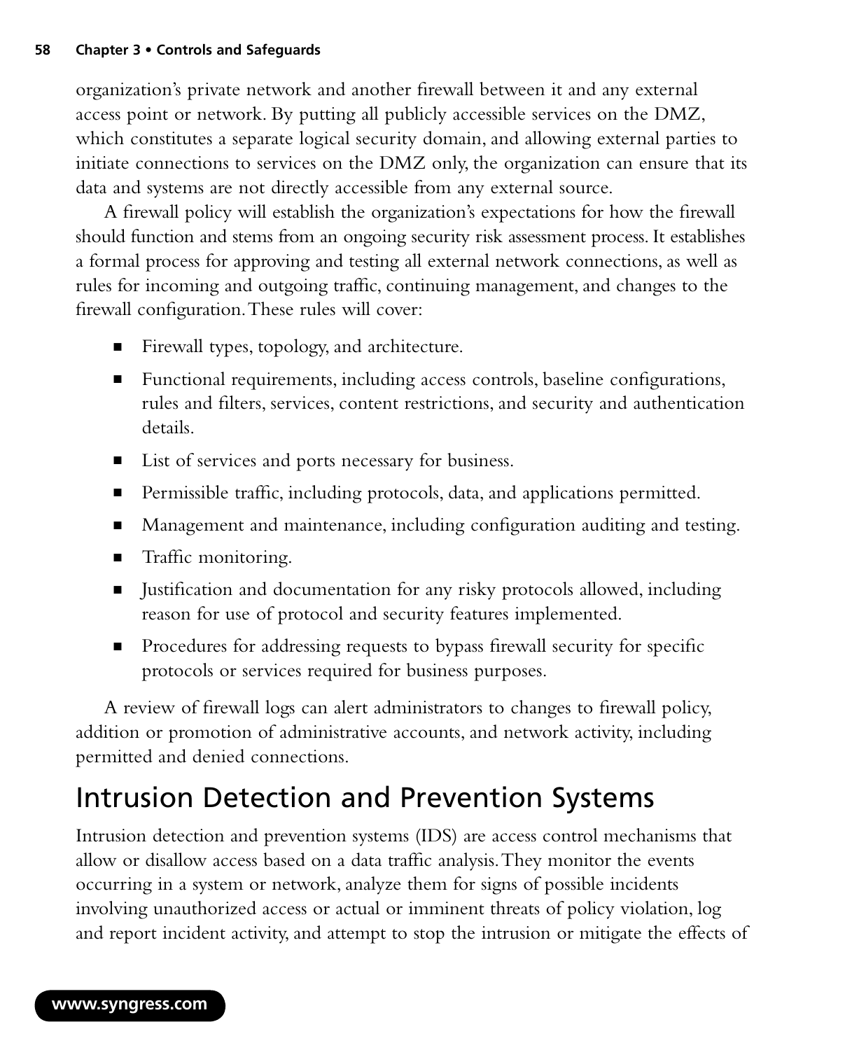organization's private network and another firewall between it and any external access point or network. By putting all publicly accessible services on the DMZ, which constitutes a separate logical security domain, and allowing external parties to initiate connections to services on the DMZ only, the organization can ensure that its data and systems are not directly accessible from any external source.

A firewall policy will establish the organization's expectations for how the firewall should function and stems from an ongoing security risk assessment process. It establishes a formal process for approving and testing all external network connections, as well as rules for incoming and outgoing traffic, continuing management, and changes to the firewall configuration. These rules will cover:

- Firewall types, topology, and architecture.
- Functional requirements, including access controls, baseline configurations, rules and filters, services, content restrictions, and security and authentication details.
- List of services and ports necessary for business.
- Permissible traffic, including protocols, data, and applications permitted.
- Management and maintenance, including configuration auditing and testing.
- Traffic monitoring.
- Justification and documentation for any risky protocols allowed, including reason for use of protocol and security features implemented.
- Procedures for addressing requests to bypass firewall security for specific protocols or services required for business purposes.

A review of firewall logs can alert administrators to changes to firewall policy, addition or promotion of administrative accounts, and network activity, including permitted and denied connections.

## Intrusion Detection and Prevention Systems

Intrusion detection and prevention systems (IDS) are access control mechanisms that allow or disallow access based on a data traffic analysis. They monitor the events occurring in a system or network, analyze them for signs of possible incidents involving unauthorized access or actual or imminent threats of policy violation, log and report incident activity, and attempt to stop the intrusion or mitigate the effects of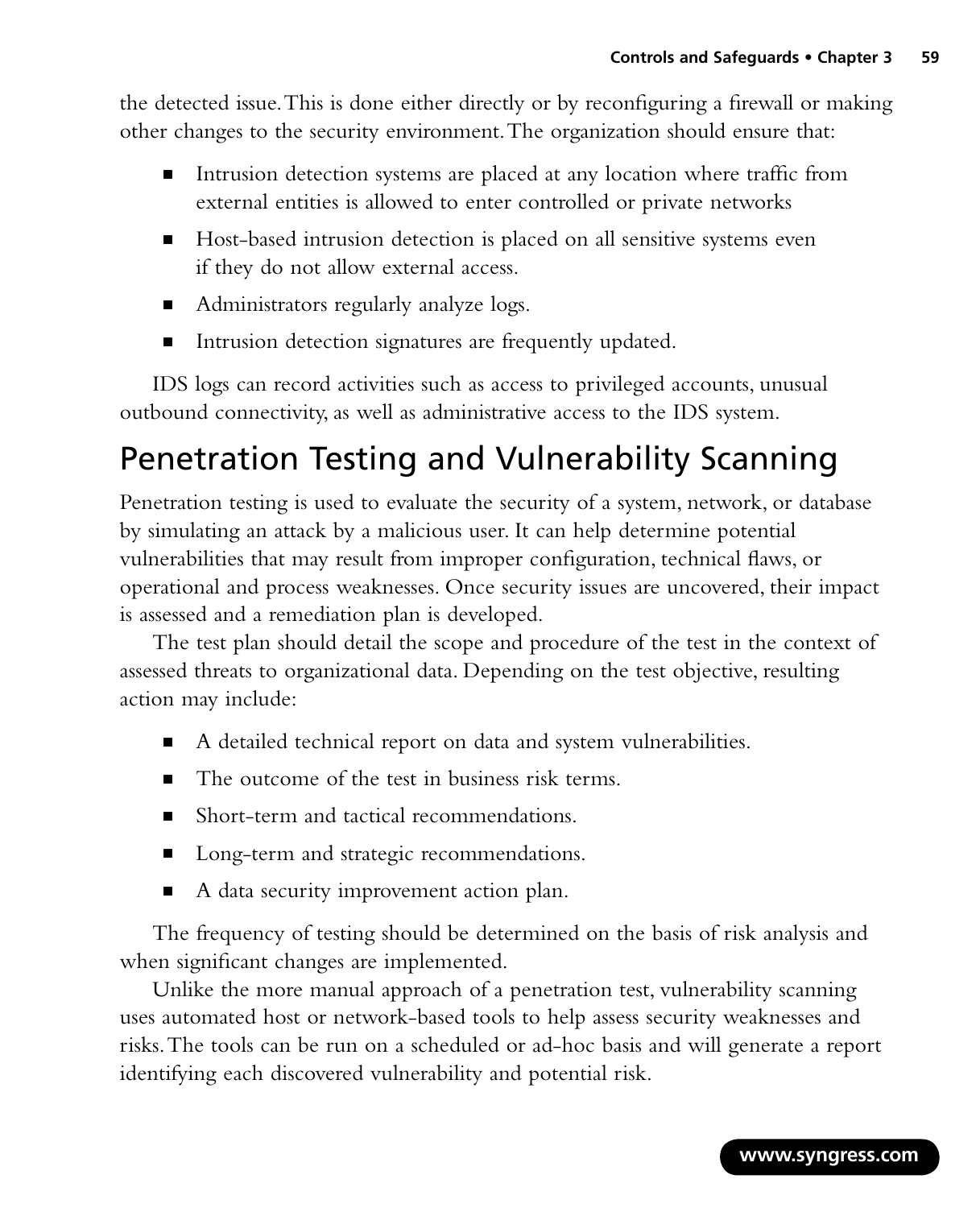the detected issue. This is done either directly or by reconfiguring a firewall or making other changes to the security environment. The organization should ensure that:

- Intrusion detection systems are placed at any location where traffic from external entities is allowed to enter controlled or private networks
- Host-based intrusion detection is placed on all sensitive systems even if they do not allow external access.
- Administrators regularly analyze logs.
- Intrusion detection signatures are frequently updated.

IDS logs can record activities such as access to privileged accounts, unusual outbound connectivity, as well as administrative access to the IDS system.

## Penetration Testing and Vulnerability Scanning

Penetration testing is used to evaluate the security of a system, network, or database by simulating an attack by a malicious user. It can help determine potential vulnerabilities that may result from improper configuration, technical flaws, or operational and process weaknesses. Once security issues are uncovered, their impact is assessed and a remediation plan is developed.

The test plan should detail the scope and procedure of the test in the context of assessed threats to organizational data. Depending on the test objective, resulting action may include:

- A detailed technical report on data and system vulnerabilities.
- The outcome of the test in business risk terms.
- Short-term and tactical recommendations.
- Long-term and strategic recommendations.
- A data security improvement action plan.

The frequency of testing should be determined on the basis of risk analysis and when significant changes are implemented.

Unlike the more manual approach of a penetration test, vulnerability scanning uses automated host or network-based tools to help assess security weaknesses and risks. The tools can be run on a scheduled or ad-hoc basis and will generate a report identifying each discovered vulnerability and potential risk.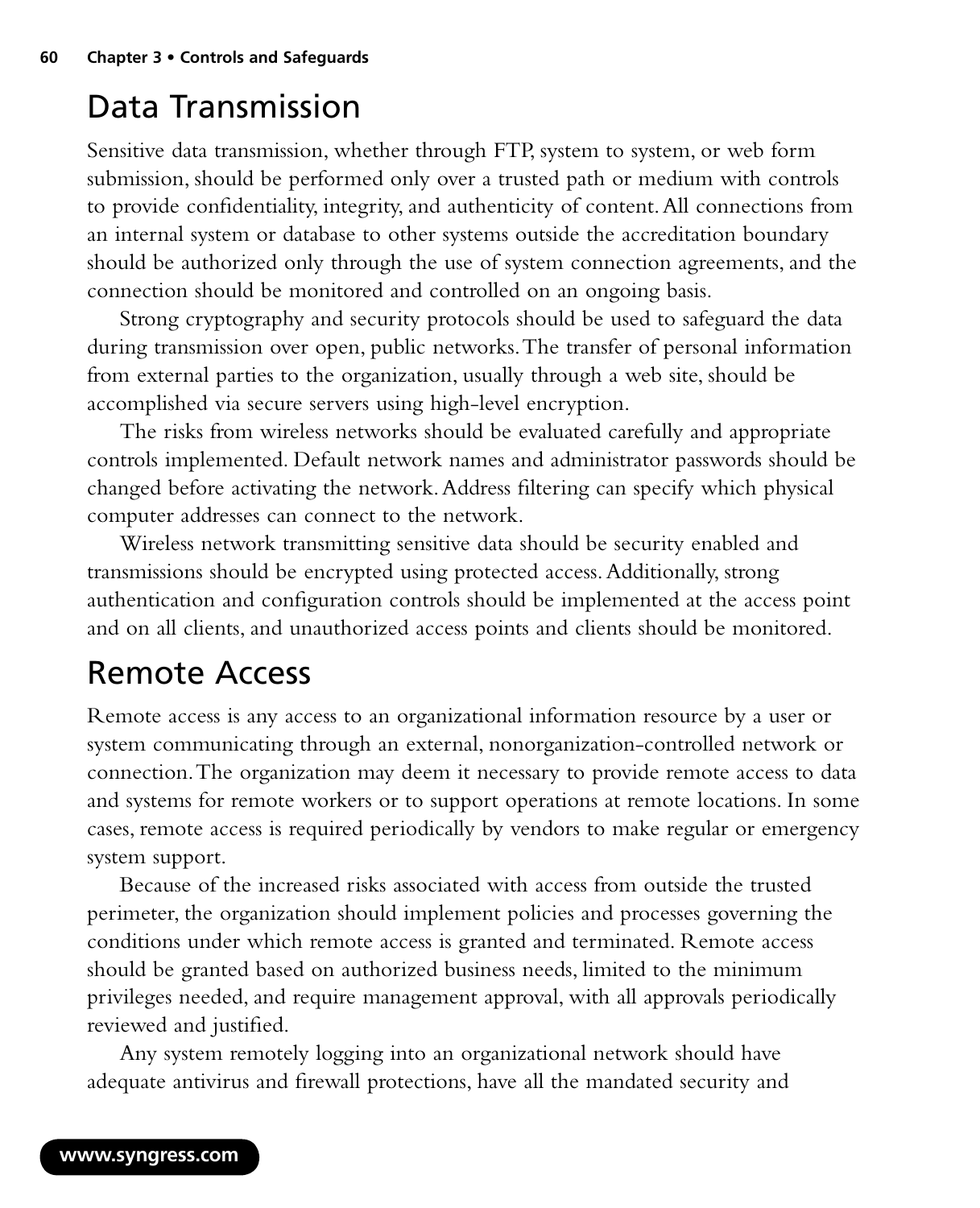## Data Transmission

Sensitive data transmission, whether through FTP, system to system, or web form submission, should be performed only over a trusted path or medium with controls to provide confidentiality, integrity, and authenticity of content. All connections from an internal system or database to other systems outside the accreditation boundary should be authorized only through the use of system connection agreements, and the connection should be monitored and controlled on an ongoing basis.

Strong cryptography and security protocols should be used to safeguard the data during transmission over open, public networks. The transfer of personal information from external parties to the organization, usually through a web site, should be accomplished via secure servers using high-level encryption.

The risks from wireless networks should be evaluated carefully and appropriate controls implemented. Default network names and administrator passwords should be changed before activating the network. Address filtering can specify which physical computer addresses can connect to the network.

Wireless network transmitting sensitive data should be security enabled and transmissions should be encrypted using protected access. Additionally, strong authentication and configuration controls should be implemented at the access point and on all clients, and unauthorized access points and clients should be monitored.

## Remote Access

Remote access is any access to an organizational information resource by a user or system communicating through an external, nonorganization-controlled network or connection. The organization may deem it necessary to provide remote access to data and systems for remote workers or to support operations at remote locations. In some cases, remote access is required periodically by vendors to make regular or emergency system support.

Because of the increased risks associated with access from outside the trusted perimeter, the organization should implement policies and processes governing the conditions under which remote access is granted and terminated. Remote access should be granted based on authorized business needs, limited to the minimum privileges needed, and require management approval, with all approvals periodically reviewed and justified.

Any system remotely logging into an organizational network should have adequate antivirus and firewall protections, have all the mandated security and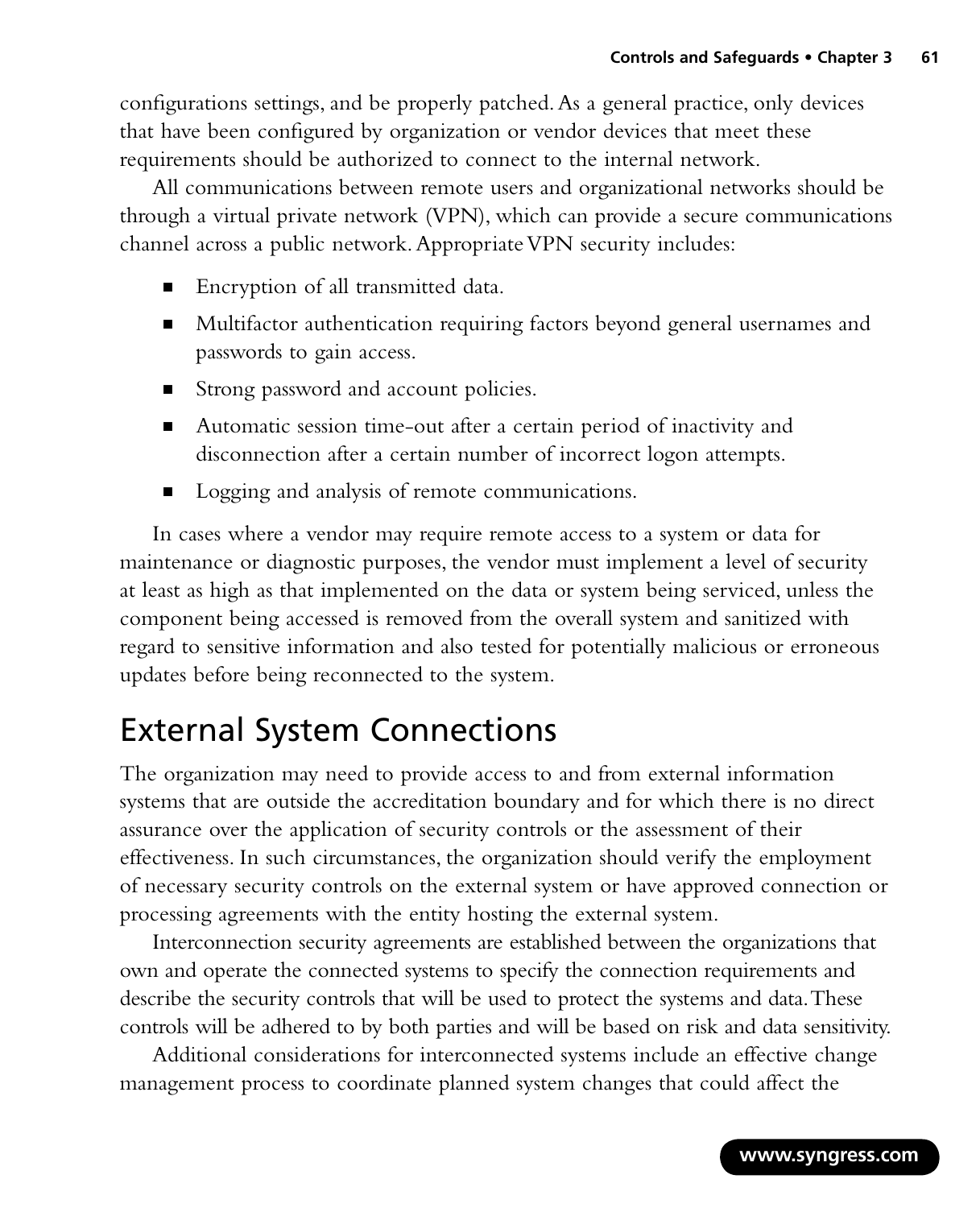configurations settings, and be properly patched. As a general practice, only devices that have been configured by organization or vendor devices that meet these requirements should be authorized to connect to the internal network.

All communications between remote users and organizational networks should be through a virtual private network (VPN), which can provide a secure communications channel across a public network. Appropriate VPN security includes:

- Encryption of all transmitted data.
- Multifactor authentication requiring factors beyond general usernames and passwords to gain access.
- Strong password and account policies.
- Automatic session time-out after a certain period of inactivity and disconnection after a certain number of incorrect logon attempts.
- Logging and analysis of remote communications.

In cases where a vendor may require remote access to a system or data for maintenance or diagnostic purposes, the vendor must implement a level of security at least as high as that implemented on the data or system being serviced, unless the component being accessed is removed from the overall system and sanitized with regard to sensitive information and also tested for potentially malicious or erroneous updates before being reconnected to the system.

## External System Connections

The organization may need to provide access to and from external information systems that are outside the accreditation boundary and for which there is no direct assurance over the application of security controls or the assessment of their effectiveness. In such circumstances, the organization should verify the employment of necessary security controls on the external system or have approved connection or processing agreements with the entity hosting the external system.

Interconnection security agreements are established between the organizations that own and operate the connected systems to specify the connection requirements and describe the security controls that will be used to protect the systems and data. These controls will be adhered to by both parties and will be based on risk and data sensitivity.

Additional considerations for interconnected systems include an effective change management process to coordinate planned system changes that could affect the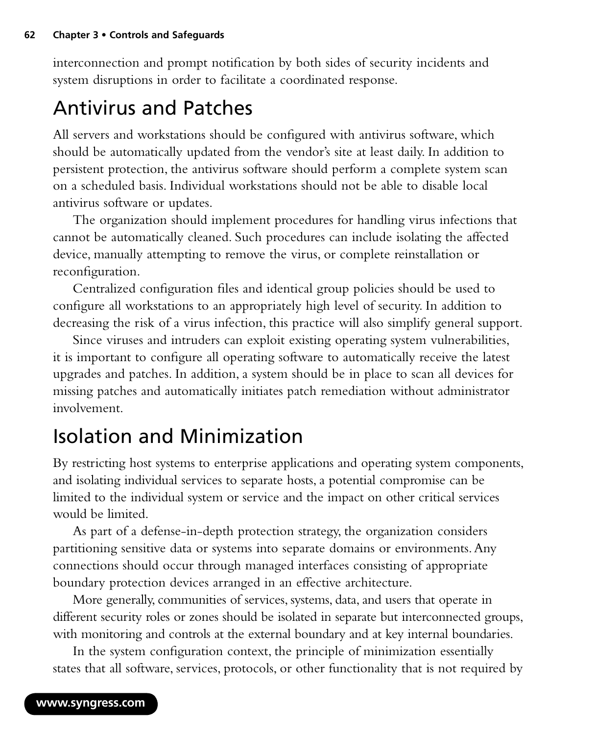interconnection and prompt notification by both sides of security incidents and system disruptions in order to facilitate a coordinated response.

## Antivirus and Patches

All servers and workstations should be configured with antivirus software, which should be automatically updated from the vendor's site at least daily. In addition to persistent protection, the antivirus software should perform a complete system scan on a scheduled basis. Individual workstations should not be able to disable local antivirus software or updates.

The organization should implement procedures for handling virus infections that cannot be automatically cleaned. Such procedures can include isolating the affected device, manually attempting to remove the virus, or complete reinstallation or reconfiguration.

Centralized configuration files and identical group policies should be used to configure all workstations to an appropriately high level of security. In addition to decreasing the risk of a virus infection, this practice will also simplify general support.

Since viruses and intruders can exploit existing operating system vulnerabilities, it is important to configure all operating software to automatically receive the latest upgrades and patches. In addition, a system should be in place to scan all devices for missing patches and automatically initiates patch remediation without administrator involvement.

## Isolation and Minimization

By restricting host systems to enterprise applications and operating system components, and isolating individual services to separate hosts, a potential compromise can be limited to the individual system or service and the impact on other critical services would be limited.

As part of a defense-in-depth protection strategy, the organization considers partitioning sensitive data or systems into separate domains or environments. Any connections should occur through managed interfaces consisting of appropriate boundary protection devices arranged in an effective architecture.

More generally, communities of services, systems, data, and users that operate in different security roles or zones should be isolated in separate but interconnected groups, with monitoring and controls at the external boundary and at key internal boundaries.

In the system configuration context, the principle of minimization essentially states that all software, services, protocols, or other functionality that is not required by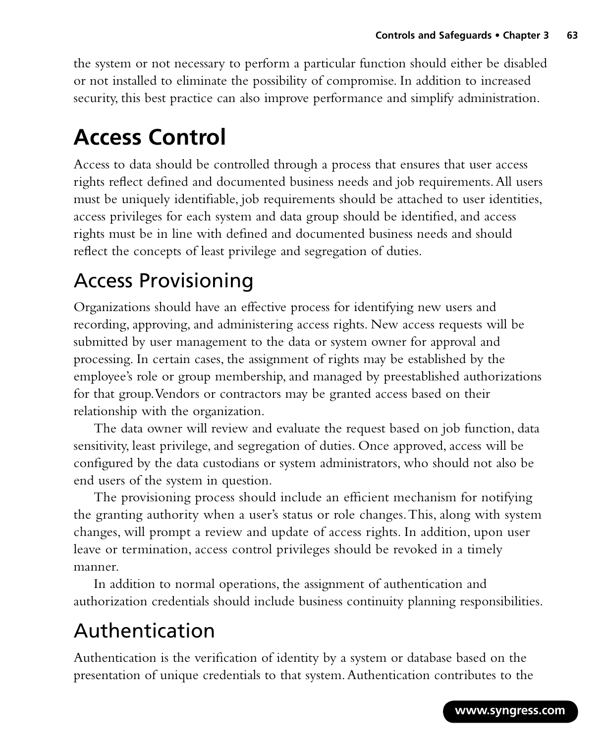the system or not necessary to perform a particular function should either be disabled or not installed to eliminate the possibility of compromise. In addition to increased security, this best practice can also improve performance and simplify administration.

# Access Control

Access to data should be controlled through a process that ensures that user access rights reflect defined and documented business needs and job requirements. All users must be uniquely identifiable, job requirements should be attached to user identities, access privileges for each system and data group should be identified, and access rights must be in line with defined and documented business needs and should reflect the concepts of least privilege and segregation of duties.

## Access Provisioning

Organizations should have an effective process for identifying new users and recording, approving, and administering access rights. New access requests will be submitted by user management to the data or system owner for approval and processing. In certain cases, the assignment of rights may be established by the employee's role or group membership, and managed by preestablished authorizations for that group. Vendors or contractors may be granted access based on their relationship with the organization.

The data owner will review and evaluate the request based on job function, data sensitivity, least privilege, and segregation of duties. Once approved, access will be configured by the data custodians or system administrators, who should not also be end users of the system in question.

The provisioning process should include an efficient mechanism for notifying the granting authority when a user's status or role changes. This, along with system changes, will prompt a review and update of access rights. In addition, upon user leave or termination, access control privileges should be revoked in a timely manner.

In addition to normal operations, the assignment of authentication and authorization credentials should include business continuity planning responsibilities.

## Authentication

Authentication is the verification of identity by a system or database based on the presentation of unique credentials to that system. Authentication contributes to the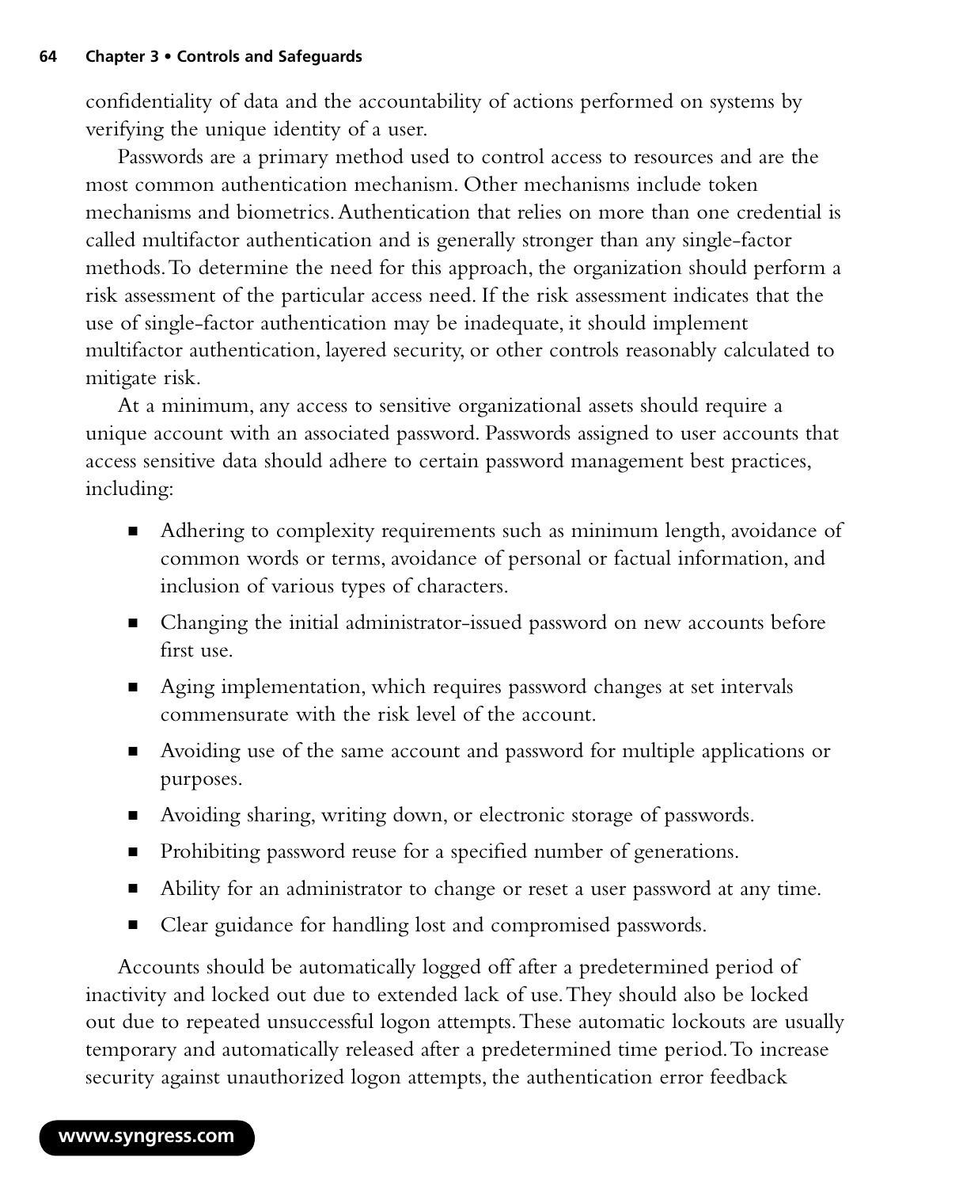confidentiality of data and the accountability of actions performed on systems by verifying the unique identity of a user.

Passwords are a primary method used to control access to resources and are the most common authentication mechanism. Other mechanisms include token mechanisms and biometrics. Authentication that relies on more than one credential is called multifactor authentication and is generally stronger than any single-factor methods. To determine the need for this approach, the organization should perform a risk assessment of the particular access need. If the risk assessment indicates that the use of single-factor authentication may be inadequate, it should implement multifactor authentication, layered security, or other controls reasonably calculated to mitigate risk.

At a minimum, any access to sensitive organizational assets should require a unique account with an associated password. Passwords assigned to user accounts that access sensitive data should adhere to certain password management best practices, including:

- Adhering to complexity requirements such as minimum length, avoidance of common words or terms, avoidance of personal or factual information, and inclusion of various types of characters.
- Changing the initial administrator-issued password on new accounts before first use.
- Aging implementation, which requires password changes at set intervals commensurate with the risk level of the account.
- Avoiding use of the same account and password for multiple applications or purposes.
- Avoiding sharing, writing down, or electronic storage of passwords.
- Prohibiting password reuse for a specified number of generations.
- Ability for an administrator to change or reset a user password at any time.
- Clear guidance for handling lost and compromised passwords.

Accounts should be automatically logged off after a predetermined period of inactivity and locked out due to extended lack of use. They should also be locked out due to repeated unsuccessful logon attempts. These automatic lockouts are usually temporary and automatically released after a predetermined time period. To increase security against unauthorized logon attempts, the authentication error feedback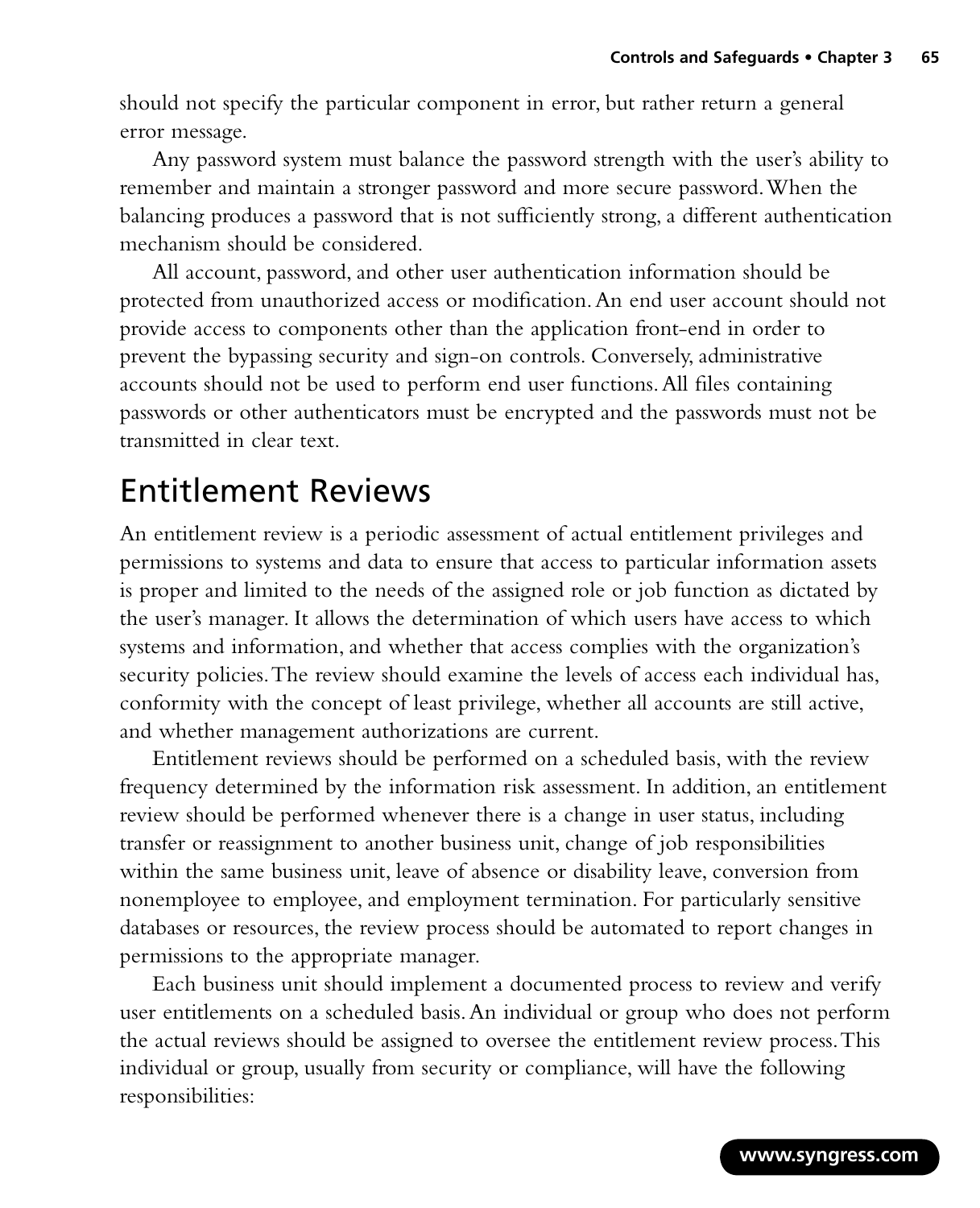should not specify the particular component in error, but rather return a general error message.

Any password system must balance the password strength with the user's ability to remember and maintain a stronger password and more secure password. When the balancing produces a password that is not sufficiently strong, a different authentication mechanism should be considered.

All account, password, and other user authentication information should be protected from unauthorized access or modification. An end user account should not provide access to components other than the application front-end in order to prevent the bypassing security and sign-on controls. Conversely, administrative accounts should not be used to perform end user functions. All files containing passwords or other authenticators must be encrypted and the passwords must not be transmitted in clear text.

## Entitlement Reviews

An entitlement review is a periodic assessment of actual entitlement privileges and permissions to systems and data to ensure that access to particular information assets is proper and limited to the needs of the assigned role or job function as dictated by the user's manager. It allows the determination of which users have access to which systems and information, and whether that access complies with the organization's security policies. The review should examine the levels of access each individual has, conformity with the concept of least privilege, whether all accounts are still active, and whether management authorizations are current.

Entitlement reviews should be performed on a scheduled basis, with the review frequency determined by the information risk assessment. In addition, an entitlement review should be performed whenever there is a change in user status, including transfer or reassignment to another business unit, change of job responsibilities within the same business unit, leave of absence or disability leave, conversion from nonemployee to employee, and employment termination. For particularly sensitive databases or resources, the review process should be automated to report changes in permissions to the appropriate manager.

Each business unit should implement a documented process to review and verify user entitlements on a scheduled basis. An individual or group who does not perform the actual reviews should be assigned to oversee the entitlement review process. This individual or group, usually from security or compliance, will have the following responsibilities: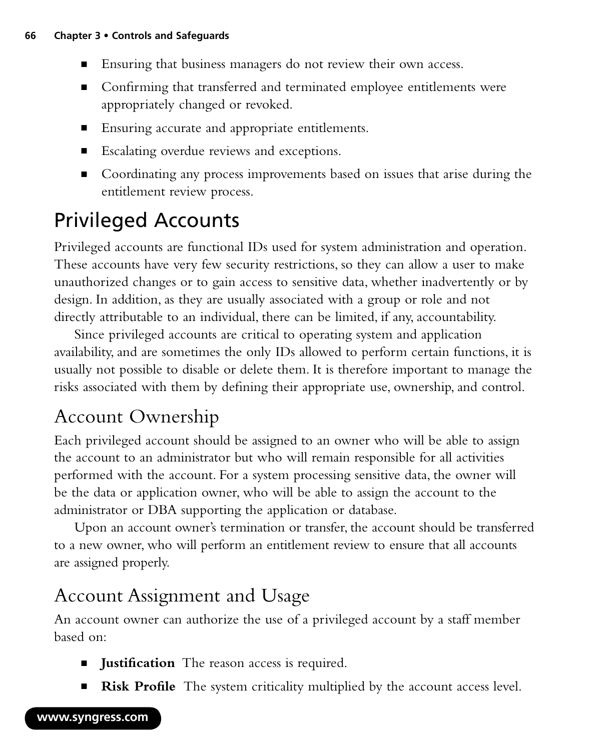- Ensuring that business managers do not review their own access.
- Confirming that transferred and terminated employee entitlements were appropriately changed or revoked.
- Ensuring accurate and appropriate entitlements.
- Escalating overdue reviews and exceptions.
- Coordinating any process improvements based on issues that arise during the entitlement review process.

# Privileged Accounts

Privileged accounts are functional IDs used for system administration and operation. These accounts have very few security restrictions, so they can allow a user to make unauthorized changes or to gain access to sensitive data, whether inadvertently or by design. In addition, as they are usually associated with a group or role and not directly attributable to an individual, there can be limited, if any, accountability.

Since privileged accounts are critical to operating system and application availability, and are sometimes the only IDs allowed to perform certain functions, it is usually not possible to disable or delete them. It is therefore important to manage the risks associated with them by defining their appropriate use, ownership, and control.

## Account Ownership

Each privileged account should be assigned to an owner who will be able to assign the account to an administrator but who will remain responsible for all activities performed with the account. For a system processing sensitive data, the owner will be the data or application owner, who will be able to assign the account to the administrator or DBA supporting the application or database.

Upon an account owner's termination or transfer, the account should be transferred to a new owner, who will perform an entitlement review to ensure that all accounts are assigned properly.

## Account Assignment and Usage

An account owner can authorize the use of a privileged account by a staff member based on:

- **Justification** The reason access is required.
- **Risk Profile** The system criticality multiplied by the account access level.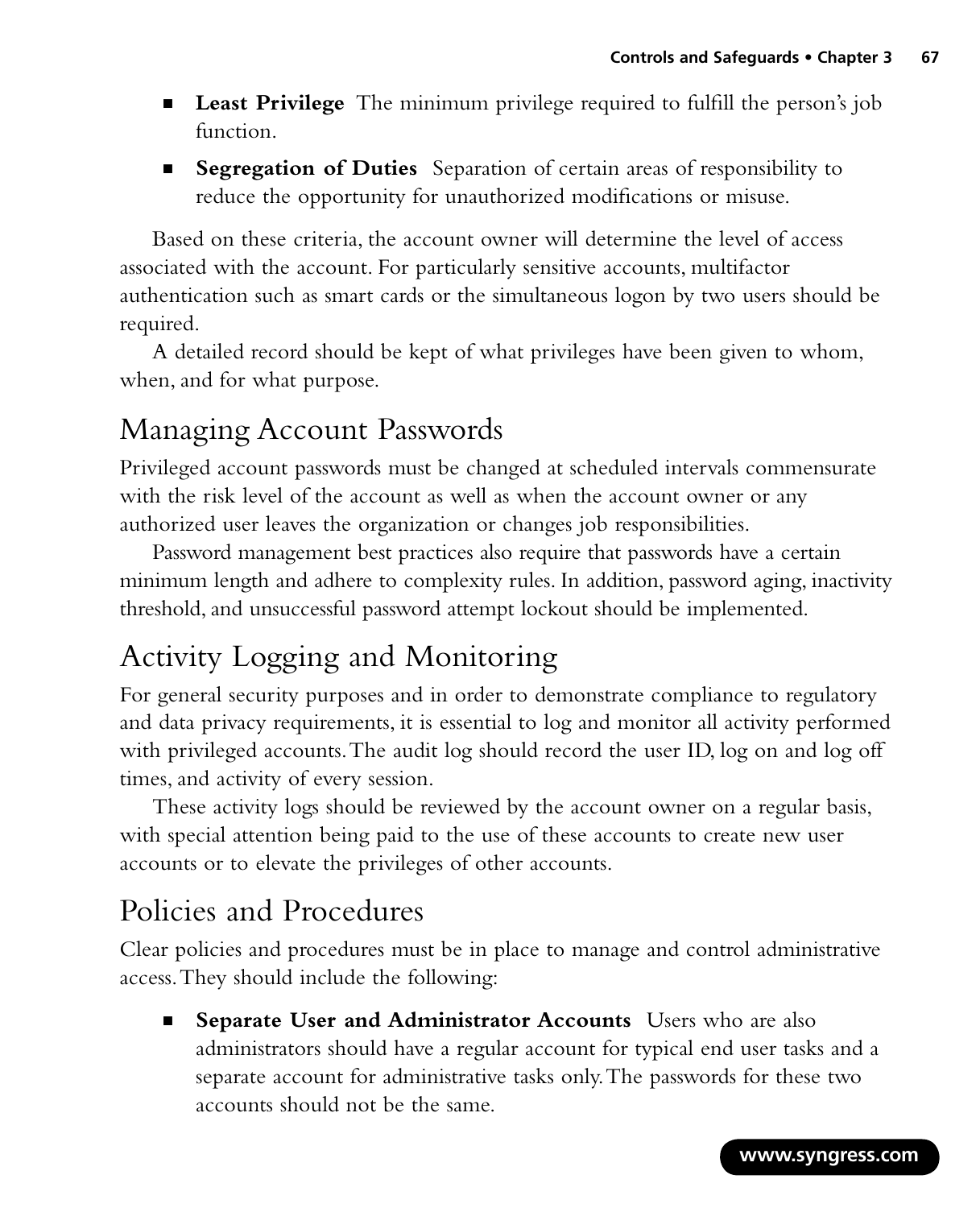- **Least Privilege** The minimum privilege required to fulfill the person's job function.
- **Segregation of Duties** Separation of certain areas of responsibility to reduce the opportunity for unauthorized modifications or misuse.

Based on these criteria, the account owner will determine the level of access associated with the account. For particularly sensitive accounts, multifactor authentication such as smart cards or the simultaneous logon by two users should be required.

A detailed record should be kept of what privileges have been given to whom, when, and for what purpose.

## Managing Account Passwords

Privileged account passwords must be changed at scheduled intervals commensurate with the risk level of the account as well as when the account owner or any authorized user leaves the organization or changes job responsibilities.

Password management best practices also require that passwords have a certain minimum length and adhere to complexity rules. In addition, password aging, inactivity threshold, and unsuccessful password attempt lockout should be implemented.

## Activity Logging and Monitoring

For general security purposes and in order to demonstrate compliance to regulatory and data privacy requirements, it is essential to log and monitor all activity performed with privileged accounts. The audit log should record the user ID, log on and log off times, and activity of every session.

These activity logs should be reviewed by the account owner on a regular basis, with special attention being paid to the use of these accounts to create new user accounts or to elevate the privileges of other accounts.

## Policies and Procedures

Clear policies and procedures must be in place to manage and control administrative access. They should include the following:

- **Separate User and Administrator Accounts** Users who are also administrators should have a regular account for typical end user tasks and a separate account for administrative tasks only. The passwords for these two accounts should not be the same.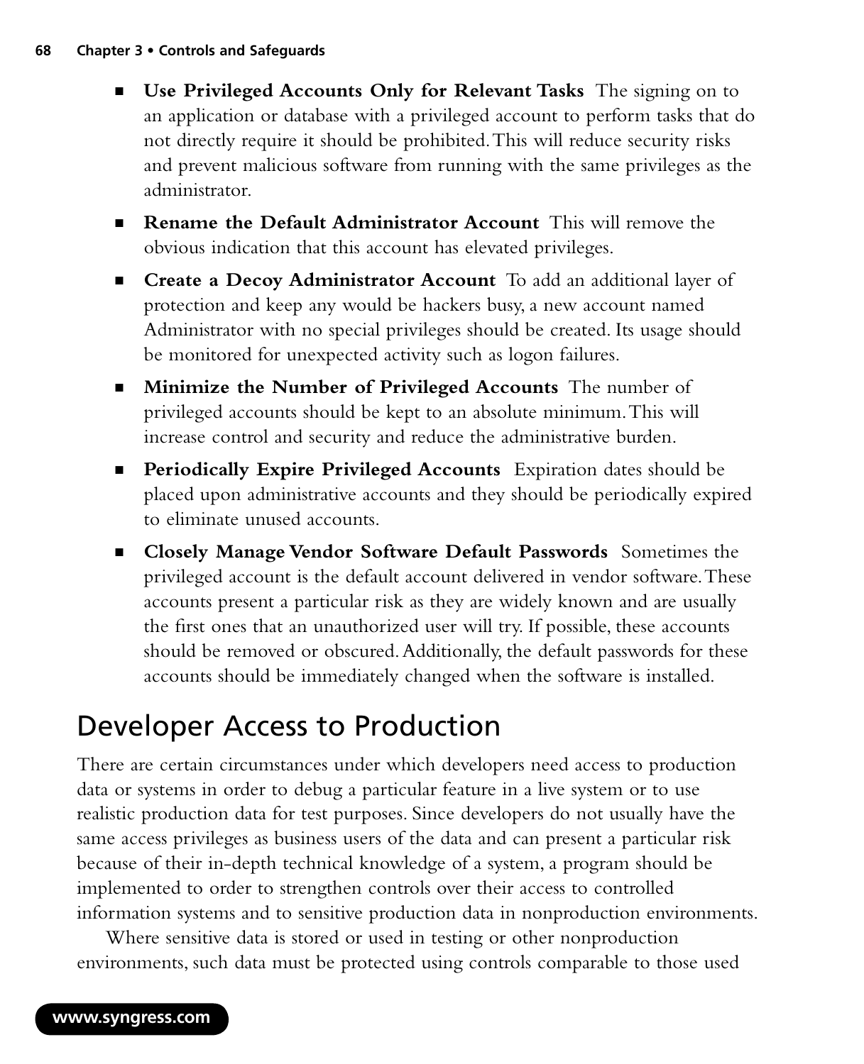- **Use Privileged Accounts Only for Relevant Tasks** The signing on to an application or database with a privileged account to perform tasks that do not directly require it should be prohibited. This will reduce security risks and prevent malicious software from running with the same privileges as the administrator.
- **Rename the Default Administrator Account** This will remove the obvious indication that this account has elevated privileges.
- **Create a Decoy Administrator Account** To add an additional layer of protection and keep any would be hackers busy, a new account named Administrator with no special privileges should be created. Its usage should be monitored for unexpected activity such as logon failures.
- **Minimize the Number of Privileged Accounts** The number of privileged accounts should be kept to an absolute minimum. This will increase control and security and reduce the administrative burden.
- **Periodically Expire Privileged Accounts** Expiration dates should be placed upon administrative accounts and they should be periodically expired to eliminate unused accounts.
- **Closely Manage Vendor Software Default Passwords** Sometimes the privileged account is the default account delivered in vendor software. These accounts present a particular risk as they are widely known and are usually the first ones that an unauthorized user will try. If possible, these accounts should be removed or obscured. Additionally, the default passwords for these accounts should be immediately changed when the software is installed.

## Developer Access to Production

There are certain circumstances under which developers need access to production data or systems in order to debug a particular feature in a live system or to use realistic production data for test purposes. Since developers do not usually have the same access privileges as business users of the data and can present a particular risk because of their in-depth technical knowledge of a system, a program should be implemented to order to strengthen controls over their access to controlled information systems and to sensitive production data in nonproduction environments.

Where sensitive data is stored or used in testing or other nonproduction environments, such data must be protected using controls comparable to those used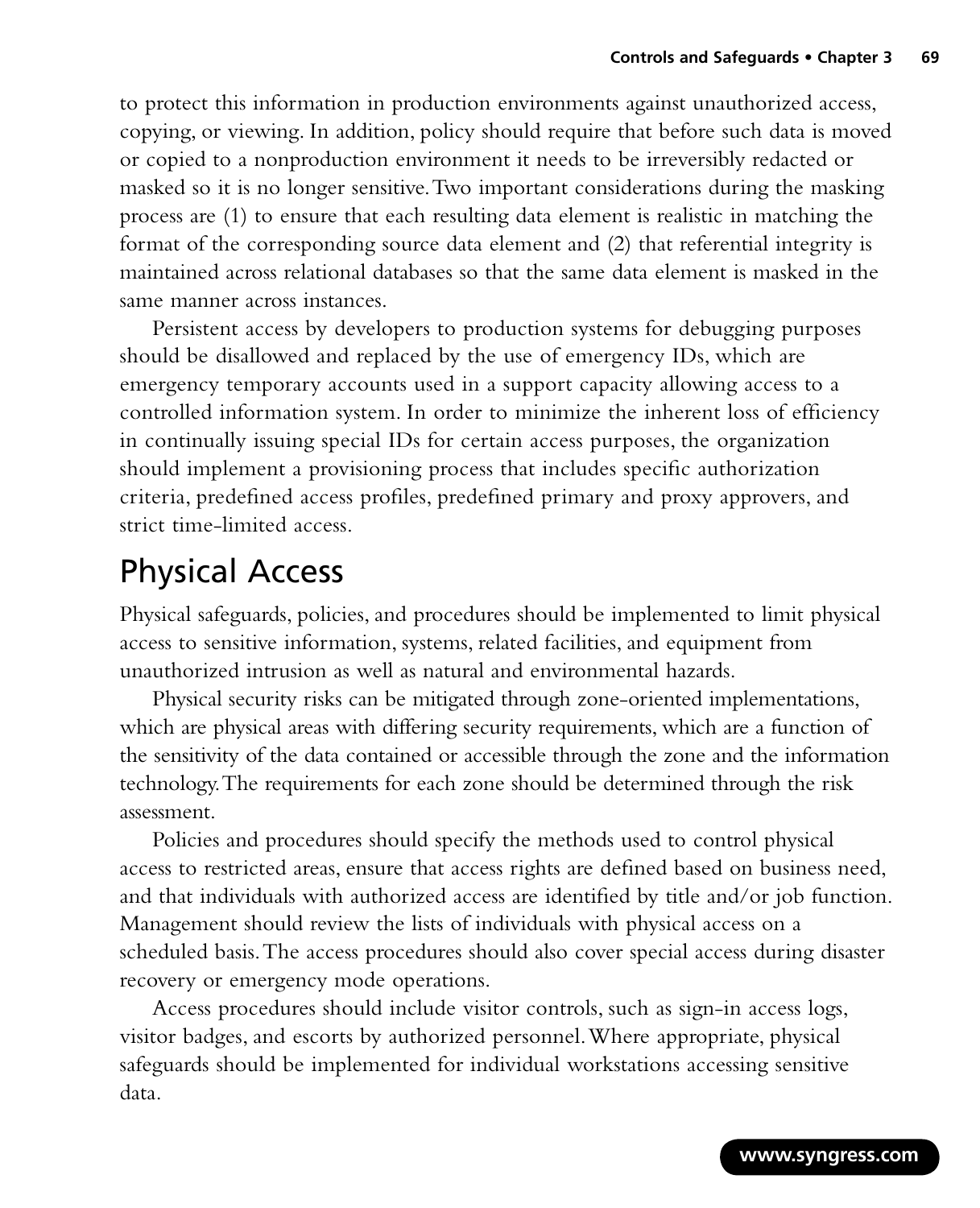to protect this information in production environments against unauthorized access, copying, or viewing. In addition, policy should require that before such data is moved or copied to a nonproduction environment it needs to be irreversibly redacted or masked so it is no longer sensitive. Two important considerations during the masking process are (1) to ensure that each resulting data element is realistic in matching the format of the corresponding source data element and (2) that referential integrity is maintained across relational databases so that the same data element is masked in the same manner across instances.

Persistent access by developers to production systems for debugging purposes should be disallowed and replaced by the use of emergency IDs, which are emergency temporary accounts used in a support capacity allowing access to a controlled information system. In order to minimize the inherent loss of efficiency in continually issuing special IDs for certain access purposes, the organization should implement a provisioning process that includes specific authorization criteria, predefined access profiles, predefined primary and proxy approvers, and strict time-limited access.

## Physical Access

Physical safeguards, policies, and procedures should be implemented to limit physical access to sensitive information, systems, related facilities, and equipment from unauthorized intrusion as well as natural and environmental hazards.

Physical security risks can be mitigated through zone-oriented implementations, which are physical areas with differing security requirements, which are a function of the sensitivity of the data contained or accessible through the zone and the information technology. The requirements for each zone should be determined through the risk assessment.

Policies and procedures should specify the methods used to control physical access to restricted areas, ensure that access rights are defined based on business need, and that individuals with authorized access are identified by title and/or job function. Management should review the lists of individuals with physical access on a scheduled basis. The access procedures should also cover special access during disaster recovery or emergency mode operations.

Access procedures should include visitor controls, such as sign-in access logs, visitor badges, and escorts by authorized personnel. Where appropriate, physical safeguards should be implemented for individual workstations accessing sensitive data.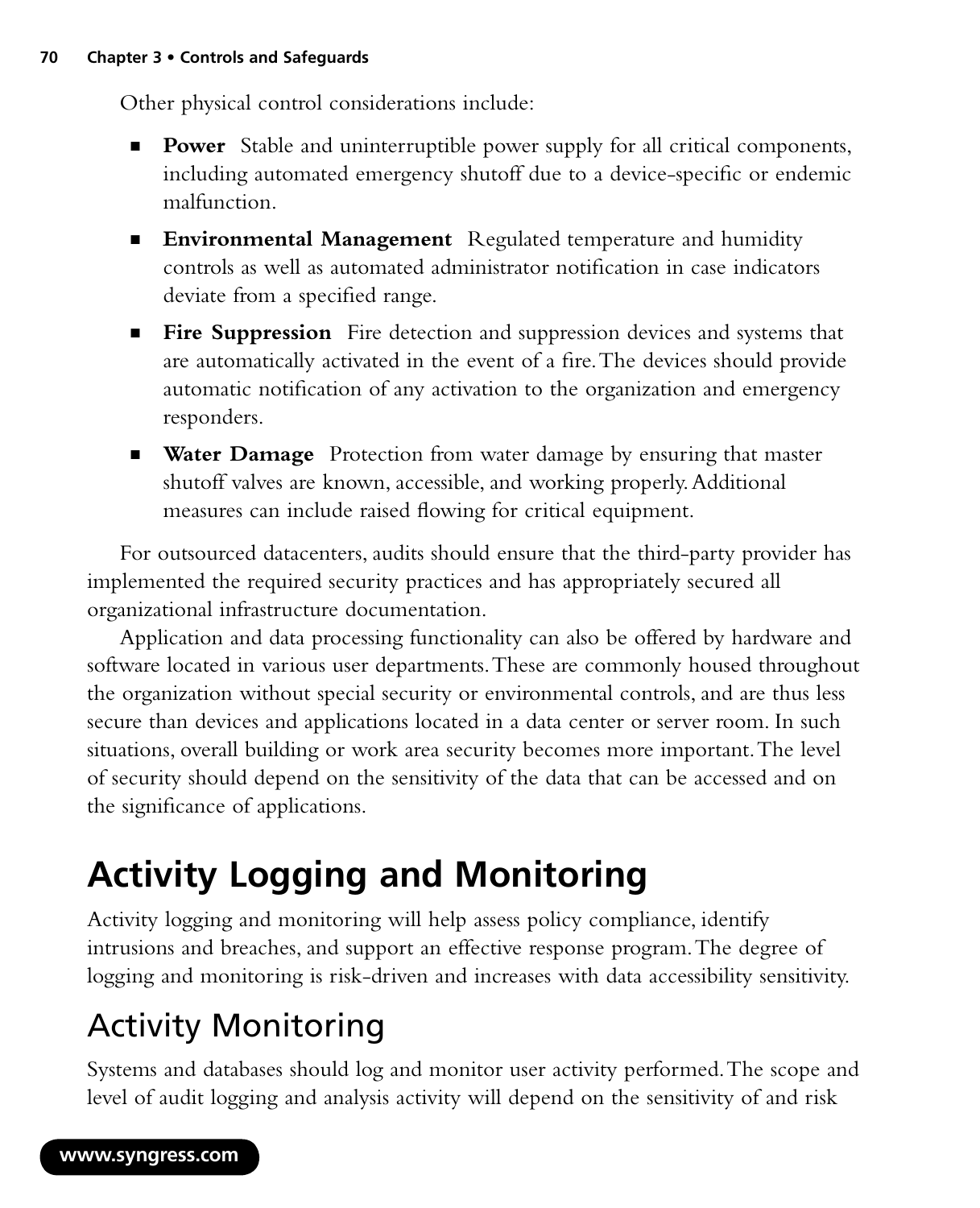Other physical control considerations include:

- **Power** Stable and uninterruptible power supply for all critical components, including automated emergency shutoff due to a device-specific or endemic malfunction.
- **Environmental Management** Regulated temperature and humidity controls as well as automated administrator notification in case indicators deviate from a specified range.
- **Fire Suppression** Fire detection and suppression devices and systems that are automatically activated in the event of a fire. The devices should provide automatic notification of any activation to the organization and emergency responders.
- **Water Damage** Protection from water damage by ensuring that master shutoff valves are known, accessible, and working properly. Additional measures can include raised flowing for critical equipment.

For outsourced datacenters, audits should ensure that the third-party provider has implemented the required security practices and has appropriately secured all organizational infrastructure documentation.

Application and data processing functionality can also be offered by hardware and software located in various user departments. These are commonly housed throughout the organization without special security or environmental controls, and are thus less secure than devices and applications located in a data center or server room. In such situations, overall building or work area security becomes more important. The level of security should depend on the sensitivity of the data that can be accessed and on the significance of applications.

# Activity Logging and Monitoring

Activity logging and monitoring will help assess policy compliance, identify intrusions and breaches, and support an effective response program. The degree of logging and monitoring is risk-driven and increases with data accessibility sensitivity.

## Activity Monitoring

Systems and databases should log and monitor user activity performed. The scope and level of audit logging and analysis activity will depend on the sensitivity of and risk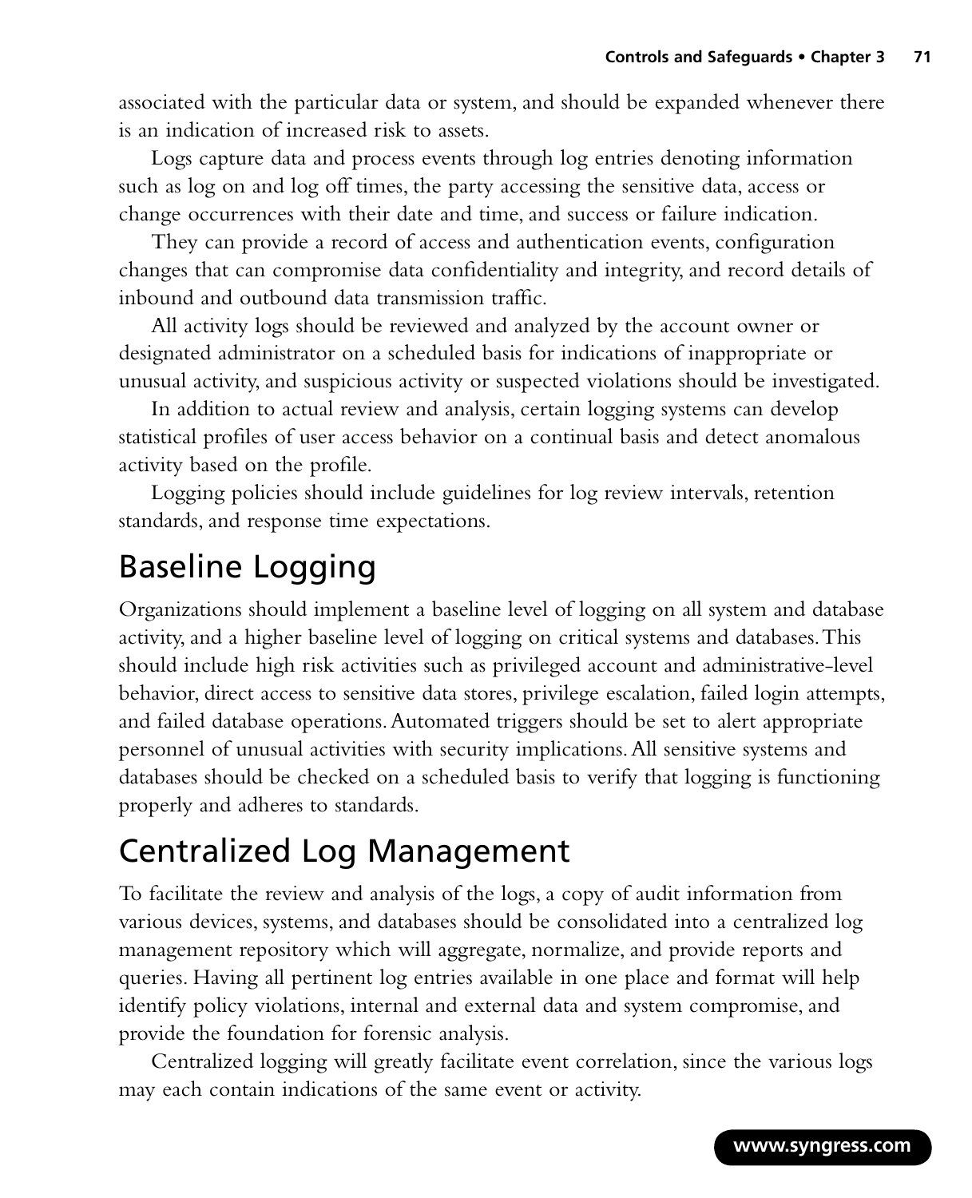associated with the particular data or system, and should be expanded whenever there is an indication of increased risk to assets.

Logs capture data and process events through log entries denoting information such as log on and log off times, the party accessing the sensitive data, access or change occurrences with their date and time, and success or failure indication.

They can provide a record of access and authentication events, configuration changes that can compromise data confidentiality and integrity, and record details of inbound and outbound data transmission traffic.

All activity logs should be reviewed and analyzed by the account owner or designated administrator on a scheduled basis for indications of inappropriate or unusual activity, and suspicious activity or suspected violations should be investigated.

In addition to actual review and analysis, certain logging systems can develop statistical profiles of user access behavior on a continual basis and detect anomalous activity based on the profile.

Logging policies should include guidelines for log review intervals, retention standards, and response time expectations.

## Baseline Logging

Organizations should implement a baseline level of logging on all system and database activity, and a higher baseline level of logging on critical systems and databases. This should include high risk activities such as privileged account and administrative-level behavior, direct access to sensitive data stores, privilege escalation, failed login attempts, and failed database operations. Automated triggers should be set to alert appropriate personnel of unusual activities with security implications. All sensitive systems and databases should be checked on a scheduled basis to verify that logging is functioning properly and adheres to standards.

## Centralized Log Management

To facilitate the review and analysis of the logs, a copy of audit information from various devices, systems, and databases should be consolidated into a centralized log management repository which will aggregate, normalize, and provide reports and queries. Having all pertinent log entries available in one place and format will help identify policy violations, internal and external data and system compromise, and provide the foundation for forensic analysis.

Centralized logging will greatly facilitate event correlation, since the various logs may each contain indications of the same event or activity.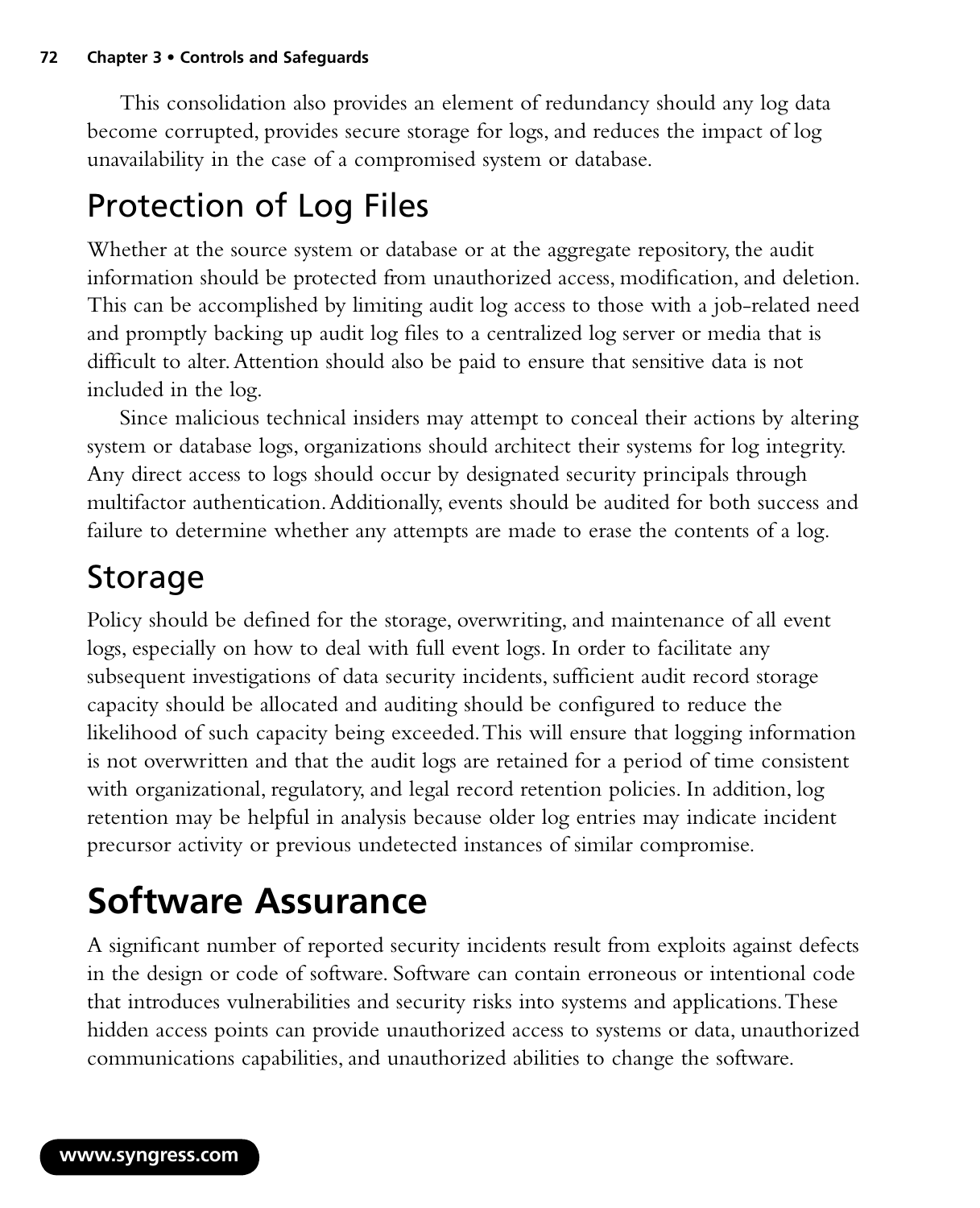This consolidation also provides an element of redundancy should any log data become corrupted, provides secure storage for logs, and reduces the impact of log unavailability in the case of a compromised system or database.

## Protection of Log Files

Whether at the source system or database or at the aggregate repository, the audit information should be protected from unauthorized access, modification, and deletion. This can be accomplished by limiting audit log access to those with a job-related need and promptly backing up audit log files to a centralized log server or media that is difficult to alter. Attention should also be paid to ensure that sensitive data is not included in the log.

Since malicious technical insiders may attempt to conceal their actions by altering system or database logs, organizations should architect their systems for log integrity. Any direct access to logs should occur by designated security principals through multifactor authentication. Additionally, events should be audited for both success and failure to determine whether any attempts are made to erase the contents of a log.

## Storage

Policy should be defined for the storage, overwriting, and maintenance of all event logs, especially on how to deal with full event logs. In order to facilitate any subsequent investigations of data security incidents, sufficient audit record storage capacity should be allocated and auditing should be configured to reduce the likelihood of such capacity being exceeded. This will ensure that logging information is not overwritten and that the audit logs are retained for a period of time consistent with organizational, regulatory, and legal record retention policies. In addition, log retention may be helpful in analysis because older log entries may indicate incident precursor activity or previous undetected instances of similar compromise.

# Software Assurance

A significant number of reported security incidents result from exploits against defects in the design or code of software. Software can contain erroneous or intentional code that introduces vulnerabilities and security risks into systems and applications. These hidden access points can provide unauthorized access to systems or data, unauthorized communications capabilities, and unauthorized abilities to change the software.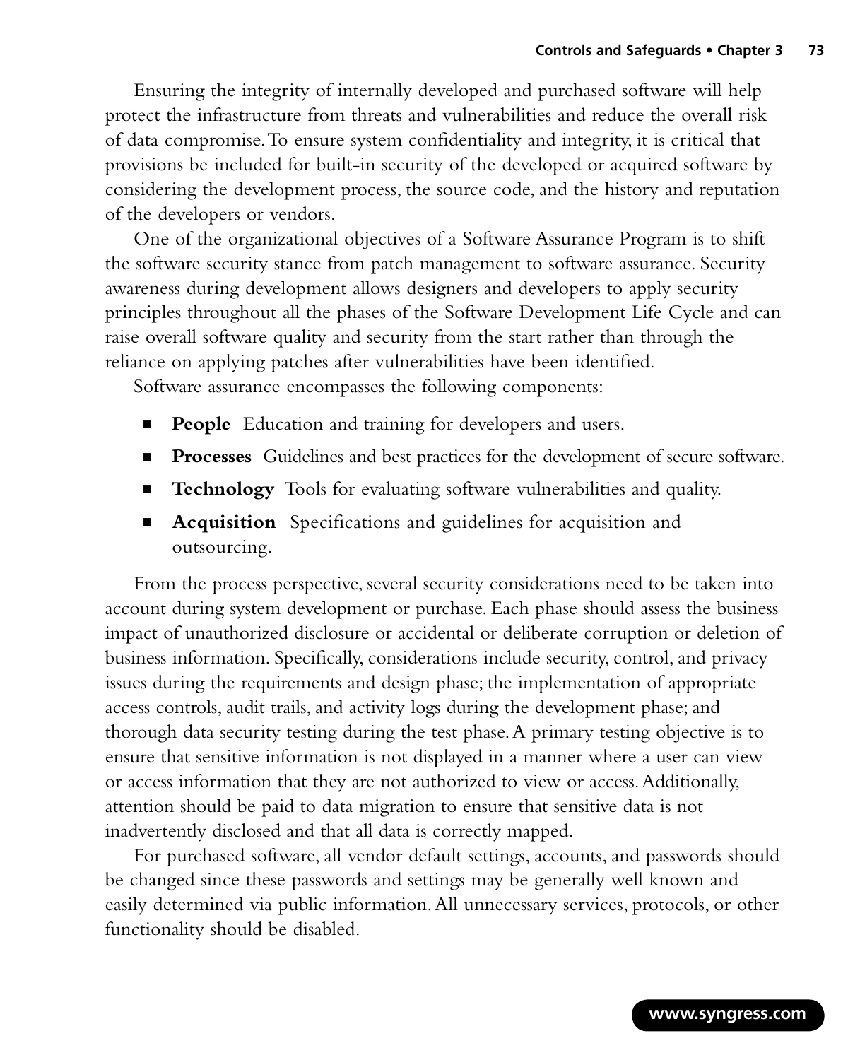Ensuring the integrity of internally developed and purchased software will help protect the infrastructure from threats and vulnerabilities and reduce the overall risk of data compromise. To ensure system confidentiality and integrity, it is critical that provisions be included for built-in security of the developed or acquired software by considering the development process, the source code, and the history and reputation of the developers or vendors.

One of the organizational objectives of a Software Assurance Program is to shift the software security stance from patch management to software assurance. Security awareness during development allows designers and developers to apply security principles throughout all the phases of the Software Development Life Cycle and can raise overall software quality and security from the start rather than through the reliance on applying patches after vulnerabilities have been identified.

Software assurance encompasses the following components:

- **People** Education and training for developers and users.
- **Processes** Guidelines and best practices for the development of secure software.
- **Technology** Tools for evaluating software vulnerabilities and quality.
- **Acquisition** Specifications and guidelines for acquisition and outsourcing.

From the process perspective, several security considerations need to be taken into account during system development or purchase. Each phase should assess the business impact of unauthorized disclosure or accidental or deliberate corruption or deletion of business information. Specifically, considerations include security, control, and privacy issues during the requirements and design phase; the implementation of appropriate access controls, audit trails, and activity logs during the development phase; and thorough data security testing during the test phase. A primary testing objective is to ensure that sensitive information is not displayed in a manner where a user can view or access information that they are not authorized to view or access. Additionally, attention should be paid to data migration to ensure that sensitive data is not inadvertently disclosed and that all data is correctly mapped.

For purchased software, all vendor default settings, accounts, and passwords should be changed since these passwords and settings may be generally well known and easily determined via public information. All unnecessary services, protocols, or other functionality should be disabled.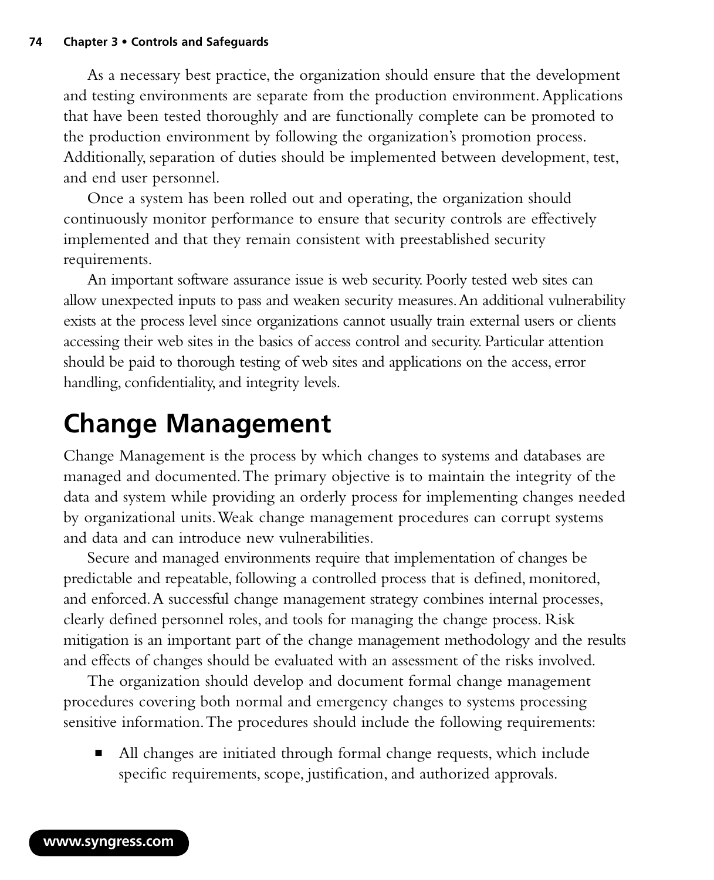As a necessary best practice, the organization should ensure that the development and testing environments are separate from the production environment. Applications that have been tested thoroughly and are functionally complete can be promoted to the production environment by following the organization's promotion process. Additionally, separation of duties should be implemented between development, test, and end user personnel.

Once a system has been rolled out and operating, the organization should continuously monitor performance to ensure that security controls are effectively implemented and that they remain consistent with preestablished security requirements.

An important software assurance issue is web security. Poorly tested web sites can allow unexpected inputs to pass and weaken security measures. An additional vulnerability exists at the process level since organizations cannot usually train external users or clients accessing their web sites in the basics of access control and security. Particular attention should be paid to thorough testing of web sites and applications on the access, error handling, confidentiality, and integrity levels.

# Change Management

Change Management is the process by which changes to systems and databases are managed and documented. The primary objective is to maintain the integrity of the data and system while providing an orderly process for implementing changes needed by organizational units. Weak change management procedures can corrupt systems and data and can introduce new vulnerabilities.

Secure and managed environments require that implementation of changes be predictable and repeatable, following a controlled process that is defined, monitored, and enforced. A successful change management strategy combines internal processes, clearly defined personnel roles, and tools for managing the change process. Risk mitigation is an important part of the change management methodology and the results and effects of changes should be evaluated with an assessment of the risks involved.

The organization should develop and document formal change management procedures covering both normal and emergency changes to systems processing sensitive information. The procedures should include the following requirements:

- All changes are initiated through formal change requests, which include specific requirements, scope, justification, and authorized approvals.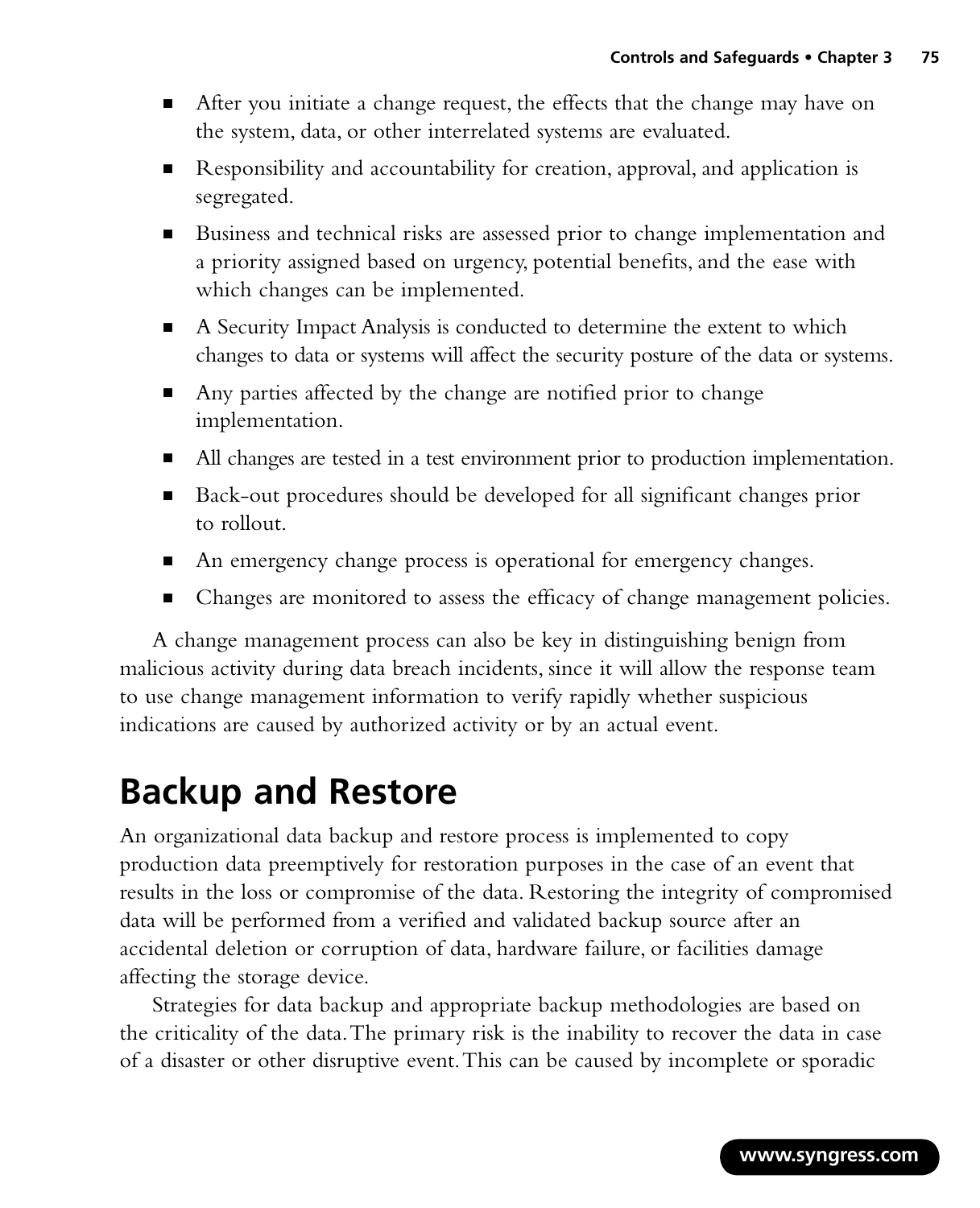- After you initiate a change request, the effects that the change may have on the system, data, or other interrelated systems are evaluated.
- Responsibility and accountability for creation, approval, and application is segregated.
- Business and technical risks are assessed prior to change implementation and a priority assigned based on urgency, potential benefits, and the ease with which changes can be implemented.
- A Security Impact Analysis is conducted to determine the extent to which changes to data or systems will affect the security posture of the data or systems.
- Any parties affected by the change are notified prior to change implementation.
- All changes are tested in a test environment prior to production implementation.
- Back-out procedures should be developed for all significant changes prior to rollout.
- An emergency change process is operational for emergency changes.
- Changes are monitored to assess the efficacy of change management policies.

A change management process can also be key in distinguishing benign from malicious activity during data breach incidents, since it will allow the response team to use change management information to verify rapidly whether suspicious indications are caused by authorized activity or by an actual event.

## Backup and Restore

An organizational data backup and restore process is implemented to copy production data preemptively for restoration purposes in the case of an event that results in the loss or compromise of the data. Restoring the integrity of compromised data will be performed from a verified and validated backup source after an accidental deletion or corruption of data, hardware failure, or facilities damage affecting the storage device.

Strategies for data backup and appropriate backup methodologies are based on the criticality of the data. The primary risk is the inability to recover the data in case of a disaster or other disruptive event. This can be caused by incomplete or sporadic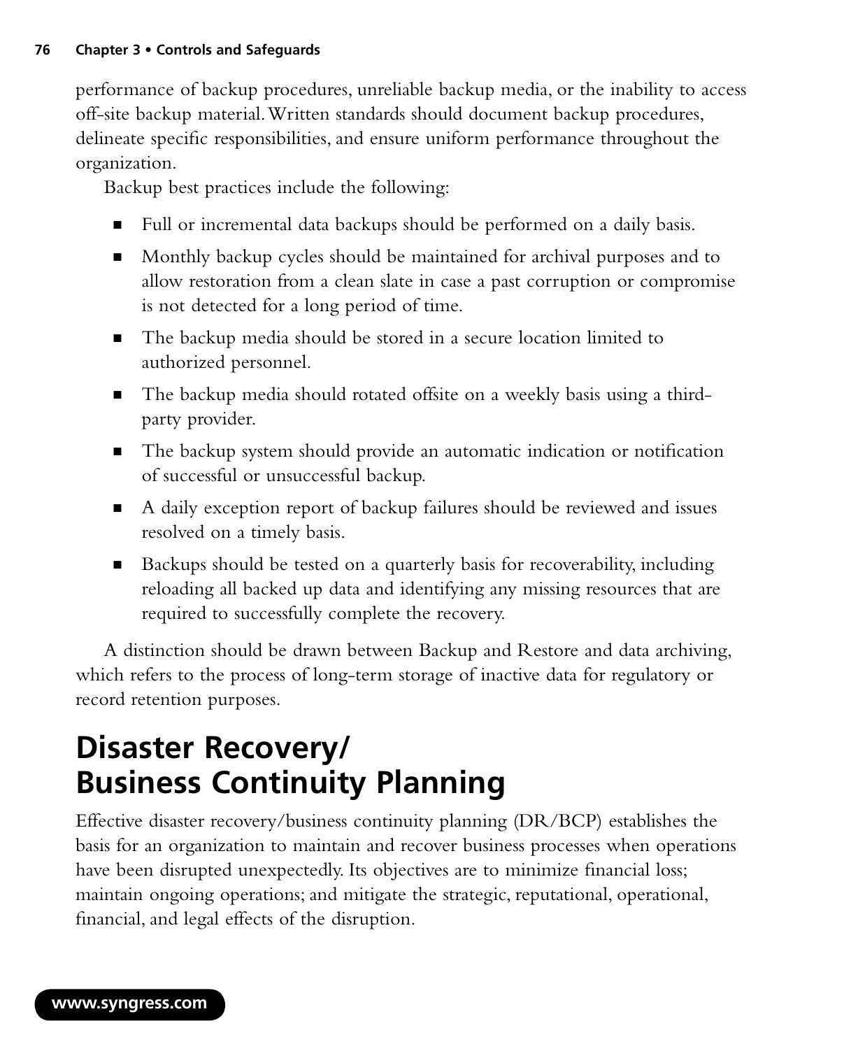performance of backup procedures, unreliable backup media, or the inability to access off-site backup material. Written standards should document backup procedures, delineate specific responsibilities, and ensure uniform performance throughout the organization.

Backup best practices include the following:

- Full or incremental data backups should be performed on a daily basis.
- Monthly backup cycles should be maintained for archival purposes and to allow restoration from a clean slate in case a past corruption or compromise is not detected for a long period of time.
- The backup media should be stored in a secure location limited to authorized personnel.
- The backup media should rotated offsite on a weekly basis using a third-party provider.
- The backup system should provide an automatic indication or notification of successful or unsuccessful backup.
- A daily exception report of backup failures should be reviewed and issues resolved on a timely basis.
- Backups should be tested on a quarterly basis for recoverability, including reloading all backed up data and identifying any missing resources that are required to successfully complete the recovery.

A distinction should be drawn between Backup and Restore and data archiving, which refers to the process of long-term storage of inactive data for regulatory or record retention purposes.

# Disaster Recovery/ Business Continuity Planning

Effective disaster recovery/business continuity planning (DR/BCP) establishes the basis for an organization to maintain and recover business processes when operations have been disrupted unexpectedly. Its objectives are to minimize financial loss; maintain ongoing operations; and mitigate the strategic, reputational, operational, financial, and legal effects of the disruption.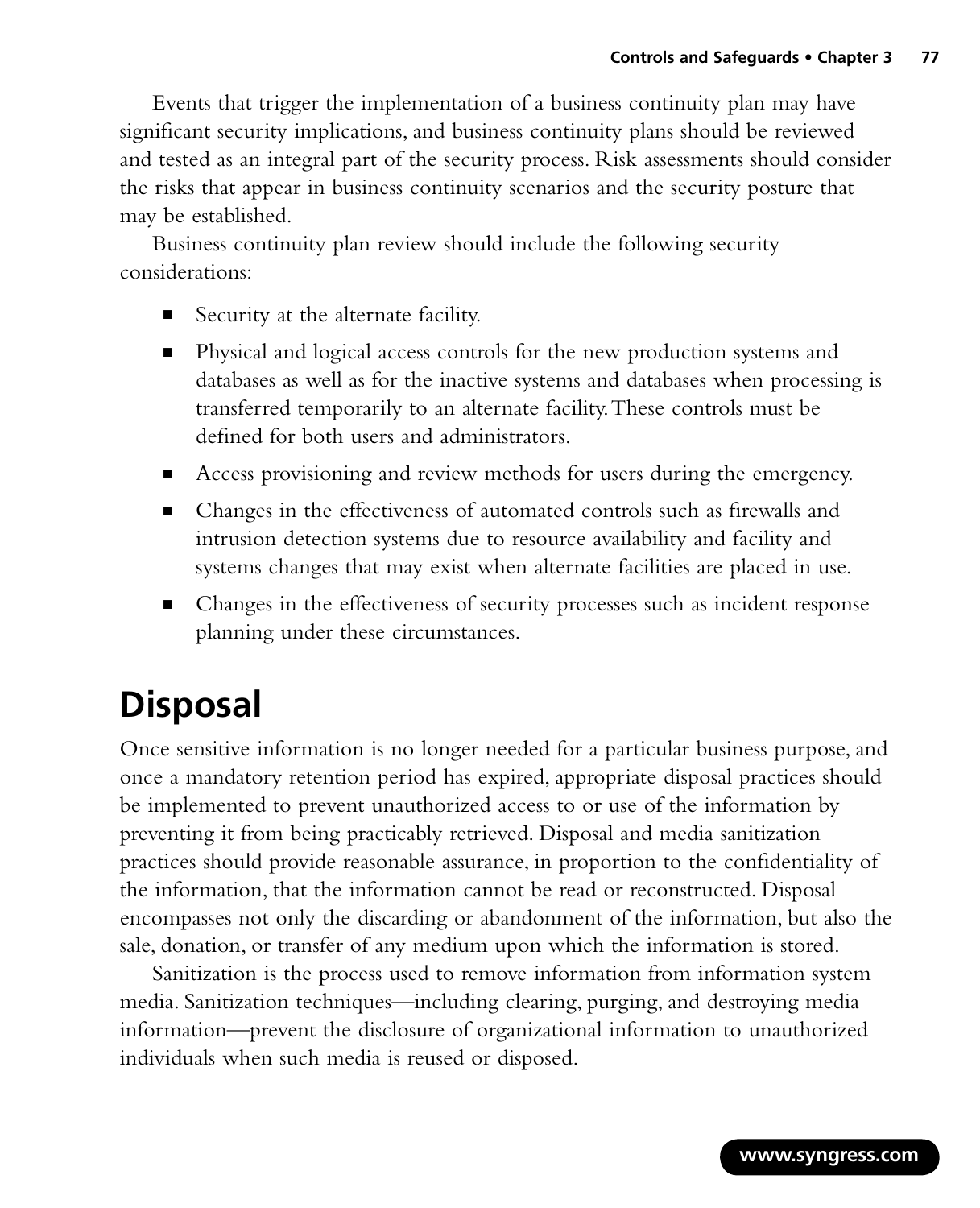Events that trigger the implementation of a business continuity plan may have significant security implications, and business continuity plans should be reviewed and tested as an integral part of the security process. Risk assessments should consider the risks that appear in business continuity scenarios and the security posture that may be established.

Business continuity plan review should include the following security considerations:

- Security at the alternate facility.
- Physical and logical access controls for the new production systems and databases as well as for the inactive systems and databases when processing is transferred temporarily to an alternate facility. These controls must be defined for both users and administrators.
- Access provisioning and review methods for users during the emergency.
- Changes in the effectiveness of automated controls such as firewalls and intrusion detection systems due to resource availability and facility and systems changes that may exist when alternate facilities are placed in use.
- Changes in the effectiveness of security processes such as incident response planning under these circumstances.

# Disposal

Once sensitive information is no longer needed for a particular business purpose, and once a mandatory retention period has expired, appropriate disposal practices should be implemented to prevent unauthorized access to or use of the information by preventing it from being practicably retrieved. Disposal and media sanitization practices should provide reasonable assurance, in proportion to the confidentiality of the information, that the information cannot be read or reconstructed. Disposal encompasses not only the discarding or abandonment of the information, but also the sale, donation, or transfer of any medium upon which the information is stored.

Sanitization is the process used to remove information from information system media. Sanitization techniques—including clearing, purging, and destroying media information—prevent the disclosure of organizational information to unauthorized individuals when such media is reused or disposed.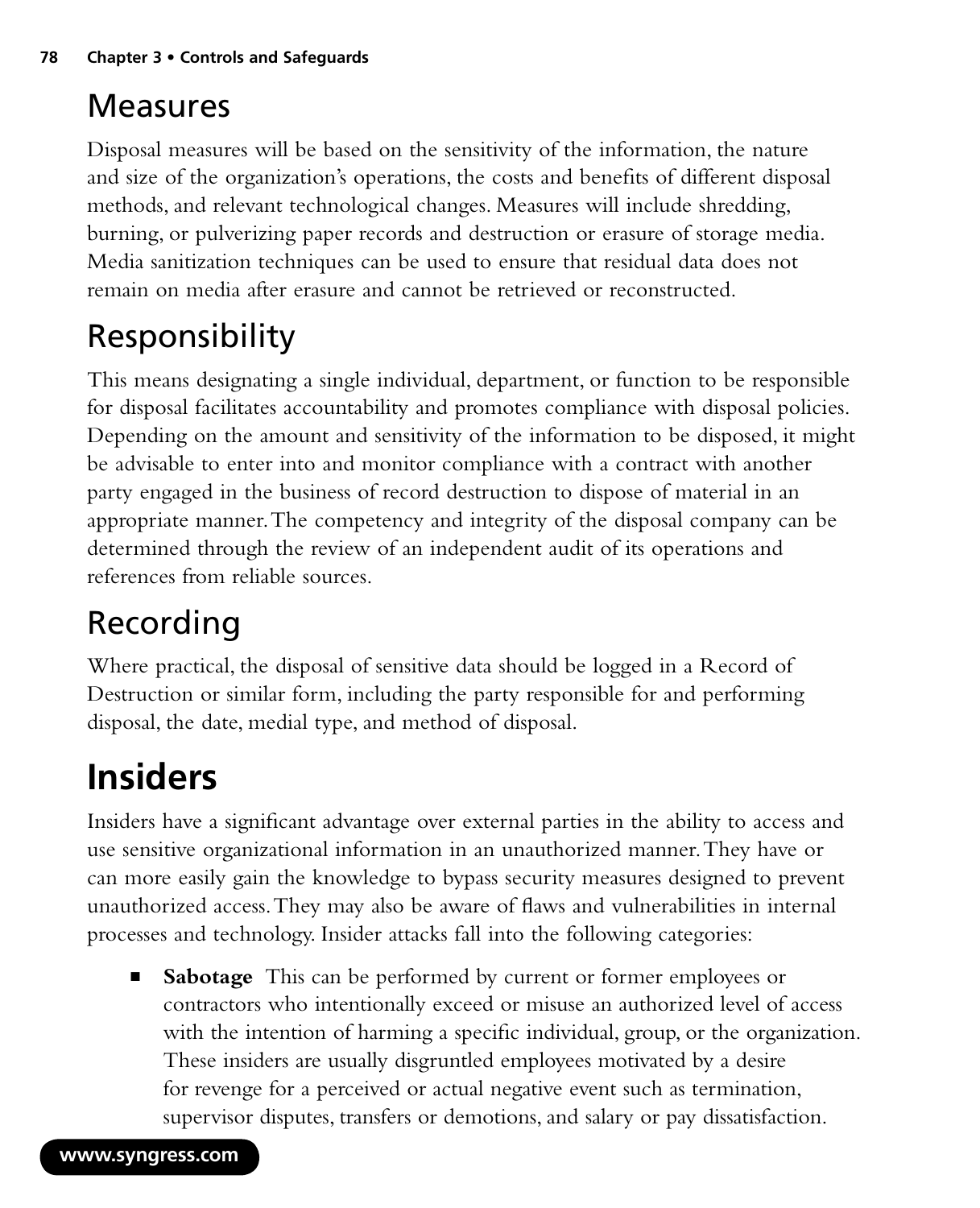## Measures

Disposal measures will be based on the sensitivity of the information, the nature and size of the organization's operations, the costs and benefits of different disposal methods, and relevant technological changes. Measures will include shredding, burning, or pulverizing paper records and destruction or erasure of storage media. Media sanitization techniques can be used to ensure that residual data does not remain on media after erasure and cannot be retrieved or reconstructed.

## Responsibility

This means designating a single individual, department, or function to be responsible for disposal facilitates accountability and promotes compliance with disposal policies. Depending on the amount and sensitivity of the information to be disposed, it might be advisable to enter into and monitor compliance with a contract with another party engaged in the business of record destruction to dispose of material in an appropriate manner. The competency and integrity of the disposal company can be determined through the review of an independent audit of its operations and references from reliable sources.

## Recording

Where practical, the disposal of sensitive data should be logged in a Record of Destruction or similar form, including the party responsible for and performing disposal, the date, medial type, and method of disposal.

# Insiders

Insiders have a significant advantage over external parties in the ability to access and use sensitive organizational information in an unauthorized manner. They have or can more easily gain the knowledge to bypass security measures designed to prevent unauthorized access. They may also be aware of flaws and vulnerabilities in internal processes and technology. Insider attacks fall into the following categories:

- **Sabotage** This can be performed by current or former employees or contractors who intentionally exceed or misuse an authorized level of access with the intention of harming a specific individual, group, or the organization. These insiders are usually disgruntled employees motivated by a desire for revenge for a perceived or actual negative event such as termination, supervisor disputes, transfers or demotions, and salary or pay dissatisfaction.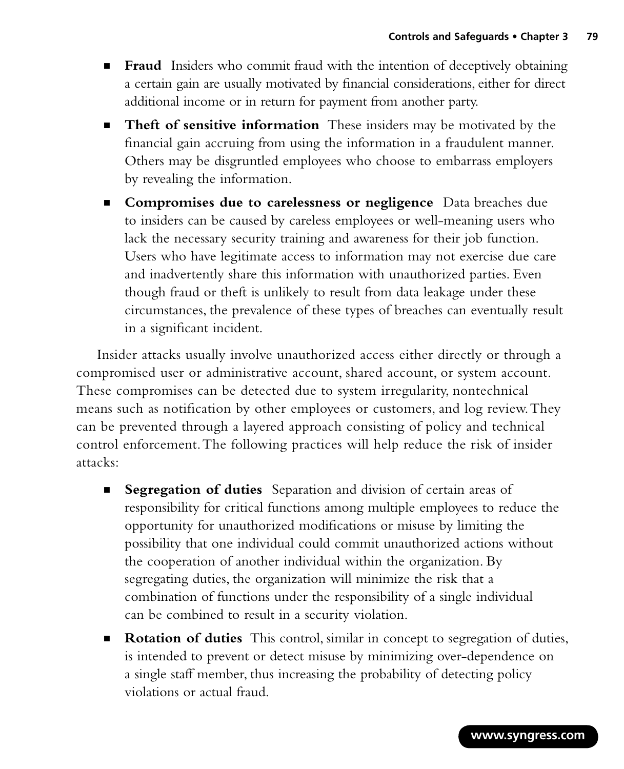- **Fraud** Insiders who commit fraud with the intention of deceptively obtaining a certain gain are usually motivated by financial considerations, either for direct additional income or in return for payment from another party.
- **Theft of sensitive information** These insiders may be motivated by the financial gain accruing from using the information in a fraudulent manner. Others may be disgruntled employees who choose to embarrass employers by revealing the information.
- **Compromises due to carelessness or negligence** Data breaches due to insiders can be caused by careless employees or well-meaning users who lack the necessary security training and awareness for their job function. Users who have legitimate access to information may not exercise due care and inadvertently share this information with unauthorized parties. Even though fraud or theft is unlikely to result from data leakage under these circumstances, the prevalence of these types of breaches can eventually result in a significant incident.

Insider attacks usually involve unauthorized access either directly or through a compromised user or administrative account, shared account, or system account. These compromises can be detected due to system irregularity, nontechnical means such as notification by other employees or customers, and log review. They can be prevented through a layered approach consisting of policy and technical control enforcement. The following practices will help reduce the risk of insider attacks:

- **Segregation of duties** Separation and division of certain areas of responsibility for critical functions among multiple employees to reduce the opportunity for unauthorized modifications or misuse by limiting the possibility that one individual could commit unauthorized actions without the cooperation of another individual within the organization. By segregating duties, the organization will minimize the risk that a combination of functions under the responsibility of a single individual can be combined to result in a security violation.
- **Rotation of duties** This control, similar in concept to segregation of duties, is intended to prevent or detect misuse by minimizing over-dependence on a single staff member, thus increasing the probability of detecting policy violations or actual fraud.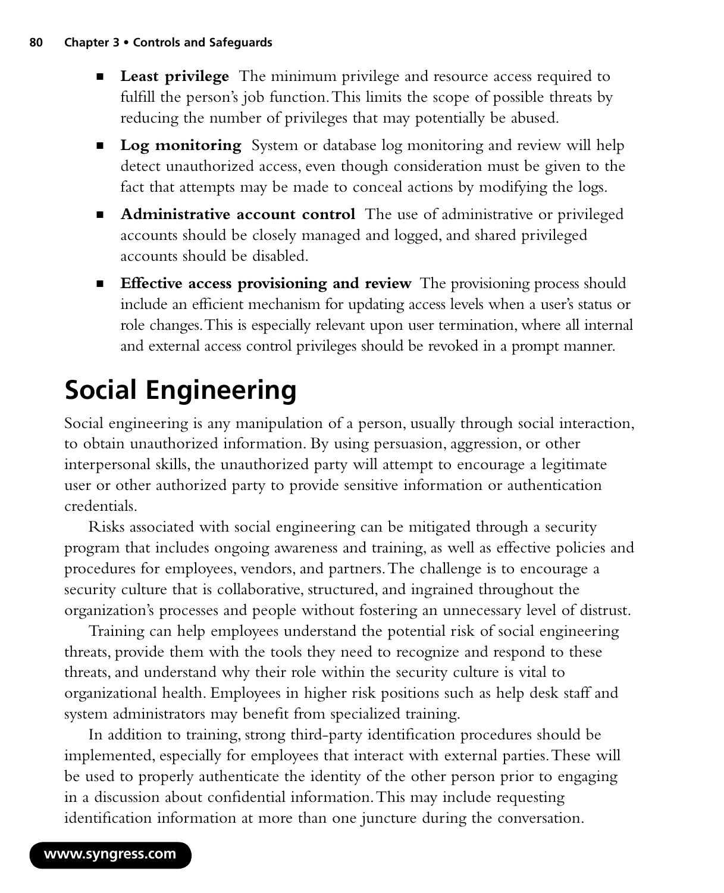- **Least privilege** The minimum privilege and resource access required to fulfill the person's job function. This limits the scope of possible threats by reducing the number of privileges that may potentially be abused.
- **Log monitoring** System or database log monitoring and review will help detect unauthorized access, even though consideration must be given to the fact that attempts may be made to conceal actions by modifying the logs.
- **Administrative account control** The use of administrative or privileged accounts should be closely managed and logged, and shared privileged accounts should be disabled.
- **Effective access provisioning and review** The provisioning process should include an efficient mechanism for updating access levels when a user's status or role changes. This is especially relevant upon user termination, where all internal and external access control privileges should be revoked in a prompt manner.

# Social Engineering

Social engineering is any manipulation of a person, usually through social interaction, to obtain unauthorized information. By using persuasion, aggression, or other interpersonal skills, the unauthorized party will attempt to encourage a legitimate user or other authorized party to provide sensitive information or authentication credentials.

Risks associated with social engineering can be mitigated through a security program that includes ongoing awareness and training, as well as effective policies and procedures for employees, vendors, and partners. The challenge is to encourage a security culture that is collaborative, structured, and ingrained throughout the organization's processes and people without fostering an unnecessary level of distrust.

Training can help employees understand the potential risk of social engineering threats, provide them with the tools they need to recognize and respond to these threats, and understand why their role within the security culture is vital to organizational health. Employees in higher risk positions such as help desk staff and system administrators may benefit from specialized training.

In addition to training, strong third-party identification procedures should be implemented, especially for employees that interact with external parties. These will be used to properly authenticate the identity of the other person prior to engaging in a discussion about confidential information. This may include requesting identification information at more than one juncture during the conversation.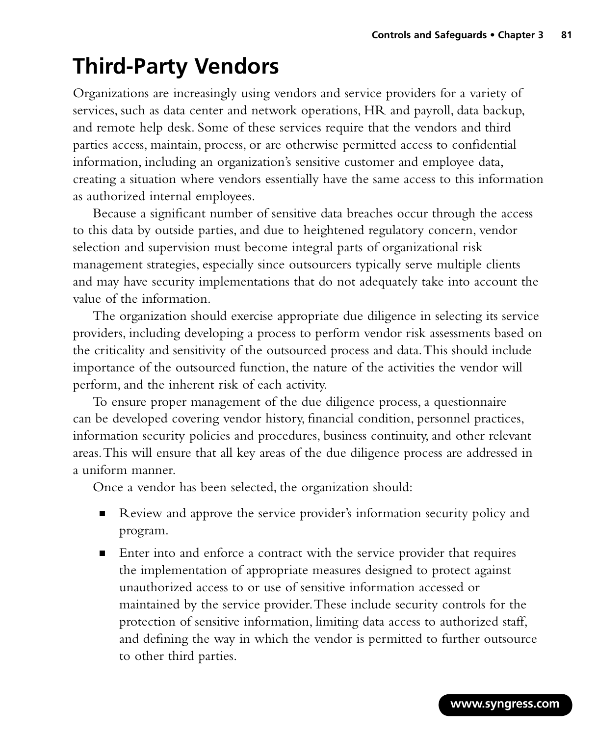# Third-Party Vendors

Organizations are increasingly using vendors and service providers for a variety of services, such as data center and network operations, HR and payroll, data backup, and remote help desk. Some of these services require that the vendors and third parties access, maintain, process, or are otherwise permitted access to confidential information, including an organization's sensitive customer and employee data, creating a situation where vendors essentially have the same access to this information as authorized internal employees.

Because a significant number of sensitive data breaches occur through the access to this data by outside parties, and due to heightened regulatory concern, vendor selection and supervision must become integral parts of organizational risk management strategies, especially since outsourcers typically serve multiple clients and may have security implementations that do not adequately take into account the value of the information.

The organization should exercise appropriate due diligence in selecting its service providers, including developing a process to perform vendor risk assessments based on the criticality and sensitivity of the outsourced process and data. This should include importance of the outsourced function, the nature of the activities the vendor will perform, and the inherent risk of each activity.

To ensure proper management of the due diligence process, a questionnaire can be developed covering vendor history, financial condition, personnel practices, information security policies and procedures, business continuity, and other relevant areas. This will ensure that all key areas of the due diligence process are addressed in a uniform manner.

Once a vendor has been selected, the organization should:

- Review and approve the service provider's information security policy and program.
- Enter into and enforce a contract with the service provider that requires the implementation of appropriate measures designed to protect against unauthorized access to or use of sensitive information accessed or maintained by the service provider. These include security controls for the protection of sensitive information, limiting data access to authorized staff, and defining the way in which the vendor is permitted to further outsource to other third parties.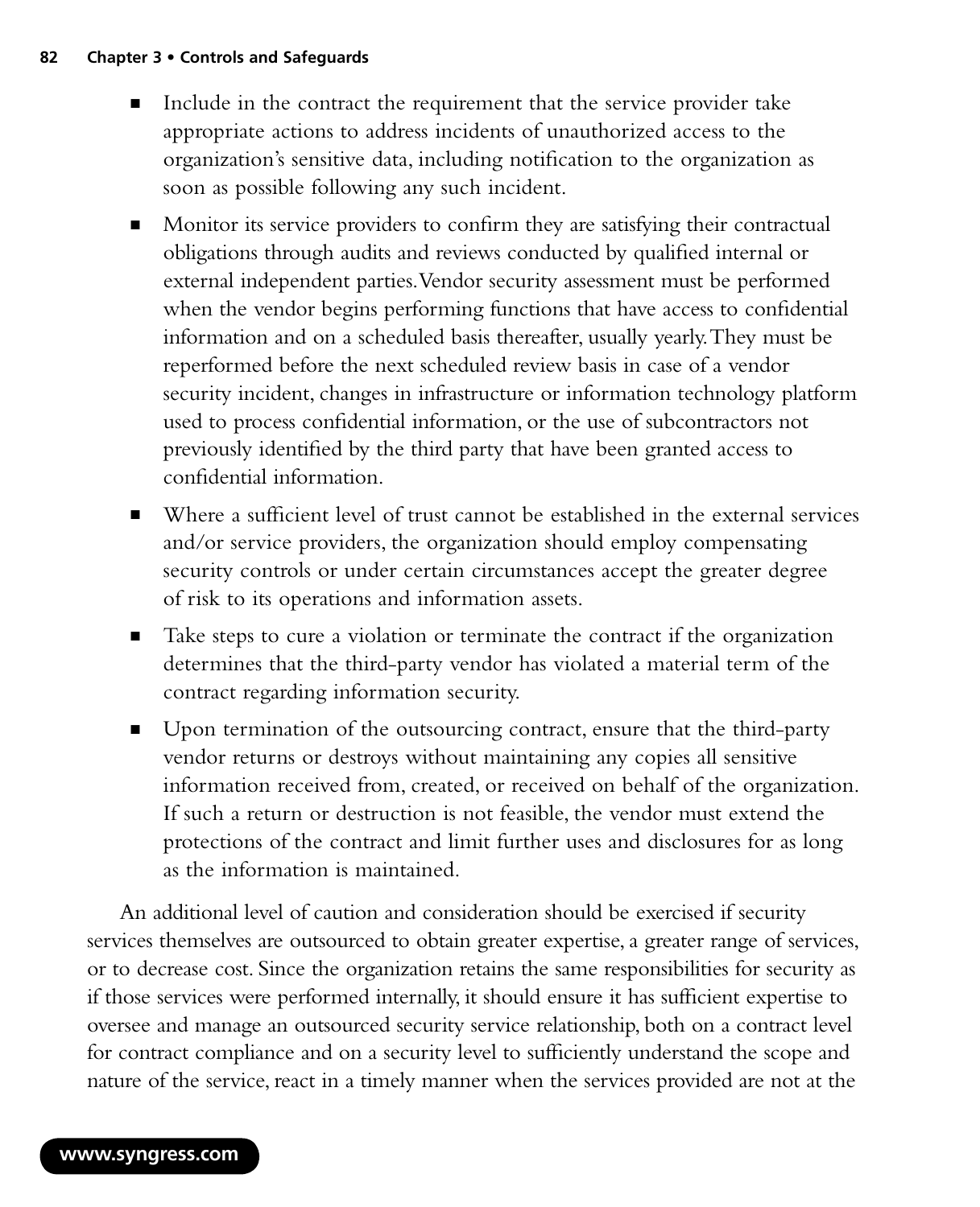- Include in the contract the requirement that the service provider take appropriate actions to address incidents of unauthorized access to the organization's sensitive data, including notification to the organization as soon as possible following any such incident.
- Monitor its service providers to confirm they are satisfying their contractual obligations through audits and reviews conducted by qualified internal or external independent parties. Vendor security assessment must be performed when the vendor begins performing functions that have access to confidential information and on a scheduled basis thereafter, usually yearly. They must be reperformed before the next scheduled review basis in case of a vendor security incident, changes in infrastructure or information technology platform used to process confidential information, or the use of subcontractors not previously identified by the third party that have been granted access to confidential information.
- Where a sufficient level of trust cannot be established in the external services and/or service providers, the organization should employ compensating security controls or under certain circumstances accept the greater degree of risk to its operations and information assets.
- Take steps to cure a violation or terminate the contract if the organization determines that the third-party vendor has violated a material term of the contract regarding information security.
- Upon termination of the outsourcing contract, ensure that the third-party vendor returns or destroys without maintaining any copies all sensitive information received from, created, or received on behalf of the organization. If such a return or destruction is not feasible, the vendor must extend the protections of the contract and limit further uses and disclosures for as long as the information is maintained.

An additional level of caution and consideration should be exercised if security services themselves are outsourced to obtain greater expertise, a greater range of services, or to decrease cost. Since the organization retains the same responsibilities for security as if those services were performed internally, it should ensure it has sufficient expertise to oversee and manage an outsourced security service relationship, both on a contract level for contract compliance and on a security level to sufficiently understand the scope and nature of the service, react in a timely manner when the services provided are not at the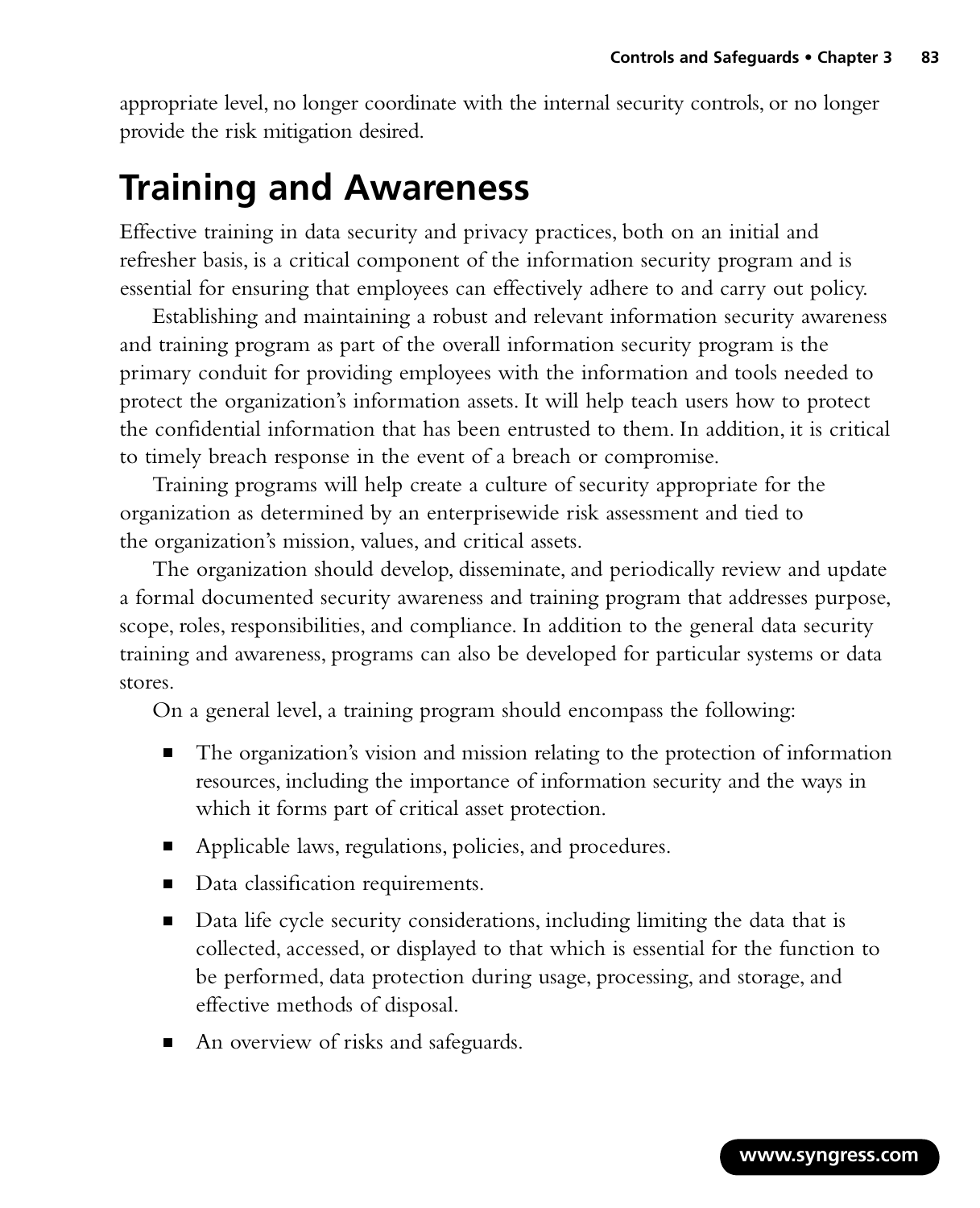appropriate level, no longer coordinate with the internal security controls, or no longer provide the risk mitigation desired.

## Training and Awareness

Effective training in data security and privacy practices, both on an initial and refresher basis, is a critical component of the information security program and is essential for ensuring that employees can effectively adhere to and carry out policy.

Establishing and maintaining a robust and relevant information security awareness and training program as part of the overall information security program is the primary conduit for providing employees with the information and tools needed to protect the organization's information assets. It will help teach users how to protect the confidential information that has been entrusted to them. In addition, it is critical to timely breach response in the event of a breach or compromise.

Training programs will help create a culture of security appropriate for the organization as determined by an enterprisewide risk assessment and tied to the organization's mission, values, and critical assets.

The organization should develop, disseminate, and periodically review and update a formal documented security awareness and training program that addresses purpose, scope, roles, responsibilities, and compliance. In addition to the general data security training and awareness, programs can also be developed for particular systems or data stores.

On a general level, a training program should encompass the following:

- The organization's vision and mission relating to the protection of information resources, including the importance of information security and the ways in which it forms part of critical asset protection.
- Applicable laws, regulations, policies, and procedures.
- Data classification requirements.
- Data life cycle security considerations, including limiting the data that is collected, accessed, or displayed to that which is essential for the function to be performed, data protection during usage, processing, and storage, and effective methods of disposal.
- An overview of risks and safeguards.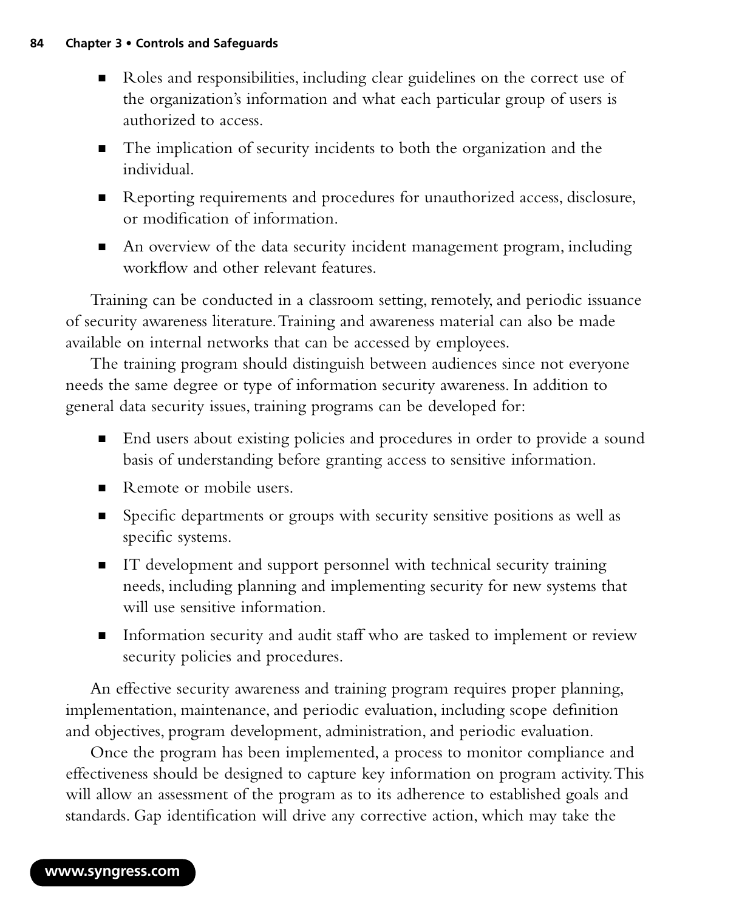- Roles and responsibilities, including clear guidelines on the correct use of the organization's information and what each particular group of users is authorized to access.
- The implication of security incidents to both the organization and the individual.
- Reporting requirements and procedures for unauthorized access, disclosure, or modification of information.
- An overview of the data security incident management program, including workflow and other relevant features.

Training can be conducted in a classroom setting, remotely, and periodic issuance of security awareness literature. Training and awareness material can also be made available on internal networks that can be accessed by employees.

The training program should distinguish between audiences since not everyone needs the same degree or type of information security awareness. In addition to general data security issues, training programs can be developed for:

- End users about existing policies and procedures in order to provide a sound basis of understanding before granting access to sensitive information.
- Remote or mobile users.
- Specific departments or groups with security sensitive positions as well as specific systems.
- IT development and support personnel with technical security training needs, including planning and implementing security for new systems that will use sensitive information.
- Information security and audit staff who are tasked to implement or review security policies and procedures.

An effective security awareness and training program requires proper planning, implementation, maintenance, and periodic evaluation, including scope definition and objectives, program development, administration, and periodic evaluation.

Once the program has been implemented, a process to monitor compliance and effectiveness should be designed to capture key information on program activity. This will allow an assessment of the program as to its adherence to established goals and standards. Gap identification will drive any corrective action, which may take the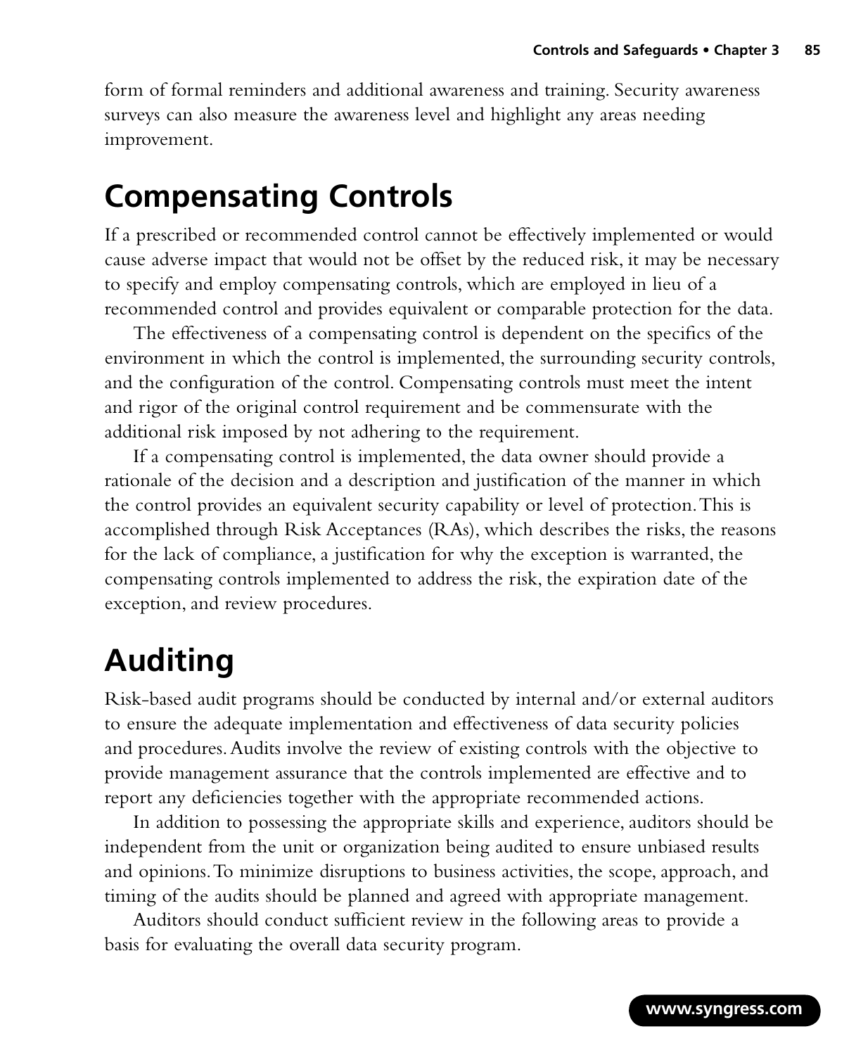form of formal reminders and additional awareness and training. Security awareness surveys can also measure the awareness level and highlight any areas needing improvement.

# Compensating Controls

If a prescribed or recommended control cannot be effectively implemented or would cause adverse impact that would not be offset by the reduced risk, it may be necessary to specify and employ compensating controls, which are employed in lieu of a recommended control and provides equivalent or comparable protection for the data.

The effectiveness of a compensating control is dependent on the specifics of the environment in which the control is implemented, the surrounding security controls, and the configuration of the control. Compensating controls must meet the intent and rigor of the original control requirement and be commensurate with the additional risk imposed by not adhering to the requirement.

If a compensating control is implemented, the data owner should provide a rationale of the decision and a description and justification of the manner in which the control provides an equivalent security capability or level of protection. This is accomplished through Risk Acceptances (RAs), which describes the risks, the reasons for the lack of compliance, a justification for why the exception is warranted, the compensating controls implemented to address the risk, the expiration date of the exception, and review procedures.

# Auditing

Risk-based audit programs should be conducted by internal and/or external auditors to ensure the adequate implementation and effectiveness of data security policies and procedures. Audits involve the review of existing controls with the objective to provide management assurance that the controls implemented are effective and to report any deficiencies together with the appropriate recommended actions.

In addition to possessing the appropriate skills and experience, auditors should be independent from the unit or organization being audited to ensure unbiased results and opinions. To minimize disruptions to business activities, the scope, approach, and timing of the audits should be planned and agreed with appropriate management.

Auditors should conduct sufficient review in the following areas to provide a basis for evaluating the overall data security program.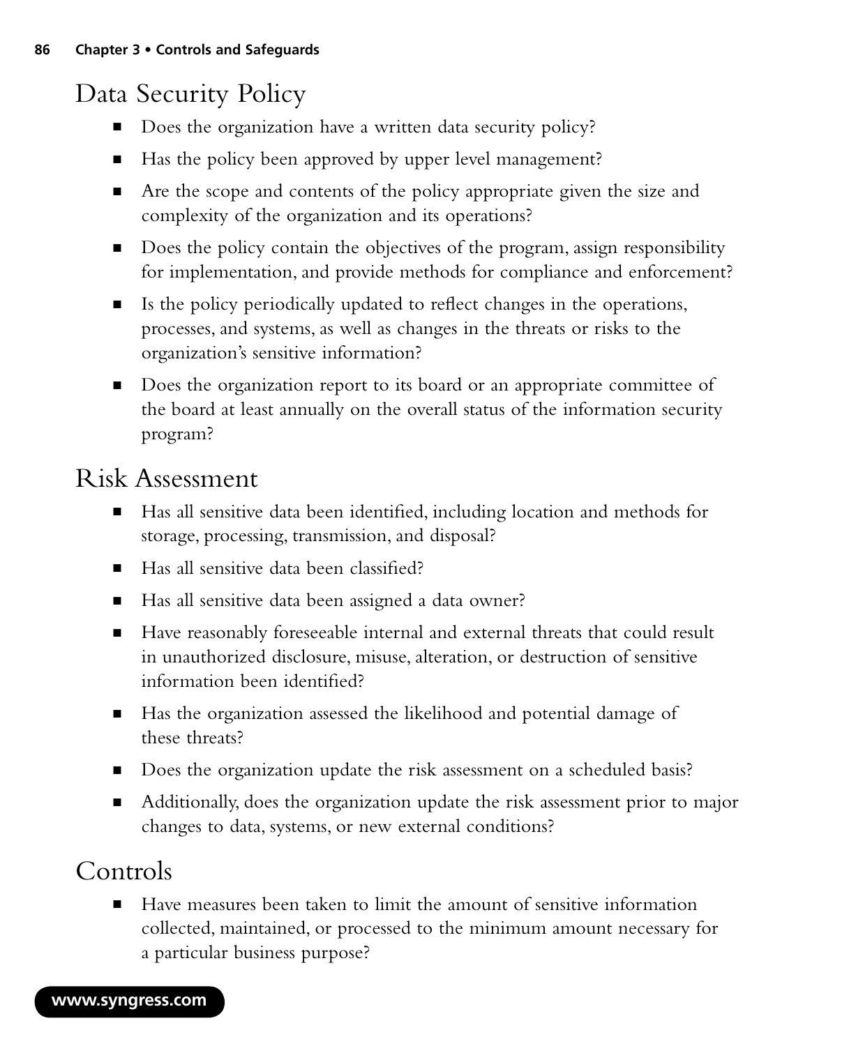## Data Security Policy

- Does the organization have a written data security policy?
- Has the policy been approved by upper level management?
- Are the scope and contents of the policy appropriate given the size and complexity of the organization and its operations?
- Does the policy contain the objectives of the program, assign responsibility for implementation, and provide methods for compliance and enforcement?
- Is the policy periodically updated to reflect changes in the operations, processes, and systems, as well as changes in the threats or risks to the organization's sensitive information?
- Does the organization report to its board or an appropriate committee of the board at least annually on the overall status of the information security program?

## Risk Assessment

- Has all sensitive data been identified, including location and methods for storage, processing, transmission, and disposal?
- Has all sensitive data been classified?
- Has all sensitive data been assigned a data owner?
- Have reasonably foreseeable internal and external threats that could result in unauthorized disclosure, misuse, alteration, or destruction of sensitive information been identified?
- Has the organization assessed the likelihood and potential damage of these threats?
- Does the organization update the risk assessment on a scheduled basis?
- Additionally, does the organization update the risk assessment prior to major changes to data, systems, or new external conditions?

## Controls

- Have measures been taken to limit the amount of sensitive information collected, maintained, or processed to the minimum amount necessary for a particular business purpose?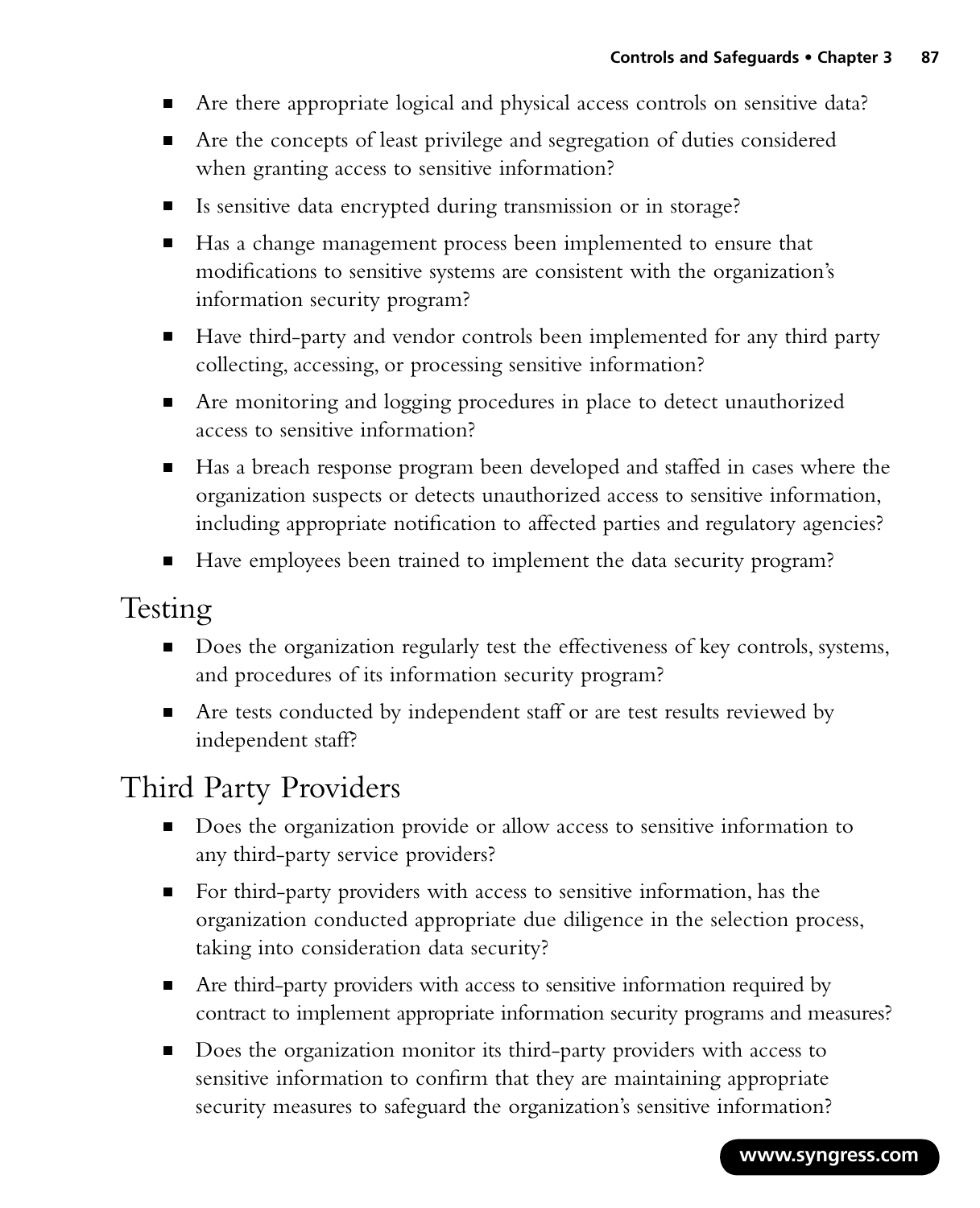- Are there appropriate logical and physical access controls on sensitive data?
- Are the concepts of least privilege and segregation of duties considered when granting access to sensitive information?
- Is sensitive data encrypted during transmission or in storage?
- Has a change management process been implemented to ensure that modifications to sensitive systems are consistent with the organization's information security program?
- Have third-party and vendor controls been implemented for any third party collecting, accessing, or processing sensitive information?
- Are monitoring and logging procedures in place to detect unauthorized access to sensitive information?
- Has a breach response program been developed and staffed in cases where the organization suspects or detects unauthorized access to sensitive information, including appropriate notification to affected parties and regulatory agencies?
- Have employees been trained to implement the data security program?

## Testing

- Does the organization regularly test the effectiveness of key controls, systems, and procedures of its information security program?
- Are tests conducted by independent staff or are test results reviewed by independent staff?

## Third Party Providers

- Does the organization provide or allow access to sensitive information to any third-party service providers?
- For third-party providers with access to sensitive information, has the organization conducted appropriate due diligence in the selection process, taking into consideration data security?
- Are third-party providers with access to sensitive information required by contract to implement appropriate information security programs and measures?
- Does the organization monitor its third-party providers with access to sensitive information to confirm that they are maintaining appropriate security measures to safeguard the organization's sensitive information?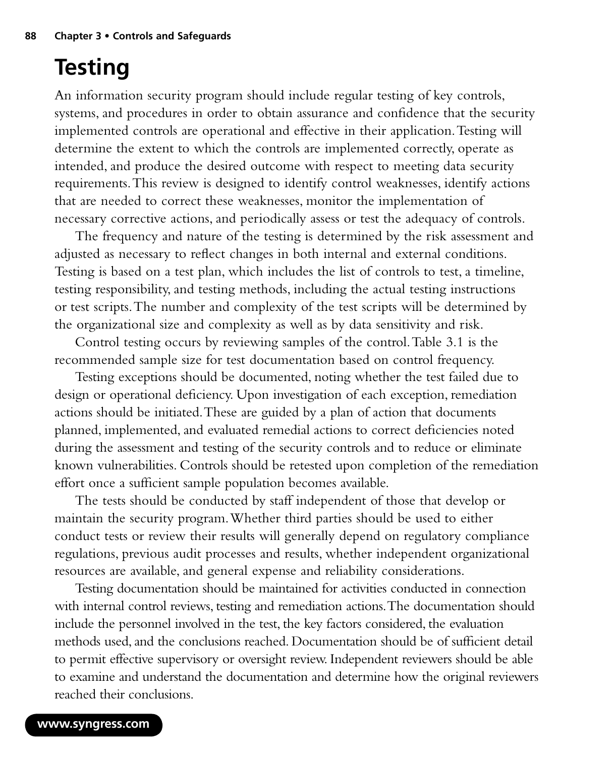# Testing

An information security program should include regular testing of key controls, systems, and procedures in order to obtain assurance and confidence that the security implemented controls are operational and effective in their application. Testing will determine the extent to which the controls are implemented correctly, operate as intended, and produce the desired outcome with respect to meeting data security requirements. This review is designed to identify control weaknesses, identify actions that are needed to correct these weaknesses, monitor the implementation of necessary corrective actions, and periodically assess or test the adequacy of controls.

The frequency and nature of the testing is determined by the risk assessment and adjusted as necessary to reflect changes in both internal and external conditions. Testing is based on a test plan, which includes the list of controls to test, a timeline, testing responsibility, and testing methods, including the actual testing instructions or test scripts. The number and complexity of the test scripts will be determined by the organizational size and complexity as well as by data sensitivity and risk.

Control testing occurs by reviewing samples of the control. Table 3.1 is the recommended sample size for test documentation based on control frequency.

Testing exceptions should be documented, noting whether the test failed due to design or operational deficiency. Upon investigation of each exception, remediation actions should be initiated. These are guided by a plan of action that documents planned, implemented, and evaluated remedial actions to correct deficiencies noted during the assessment and testing of the security controls and to reduce or eliminate known vulnerabilities. Controls should be retested upon completion of the remediation effort once a sufficient sample population becomes available.

The tests should be conducted by staff independent of those that develop or maintain the security program. Whether third parties should be used to either conduct tests or review their results will generally depend on regulatory compliance regulations, previous audit processes and results, whether independent organizational resources are available, and general expense and reliability considerations.

Testing documentation should be maintained for activities conducted in connection with internal control reviews, testing and remediation actions. The documentation should include the personnel involved in the test, the key factors considered, the evaluation methods used, and the conclusions reached. Documentation should be of sufficient detail to permit effective supervisory or oversight review. Independent reviewers should be able to examine and understand the documentation and determine how the original reviewers reached their conclusions.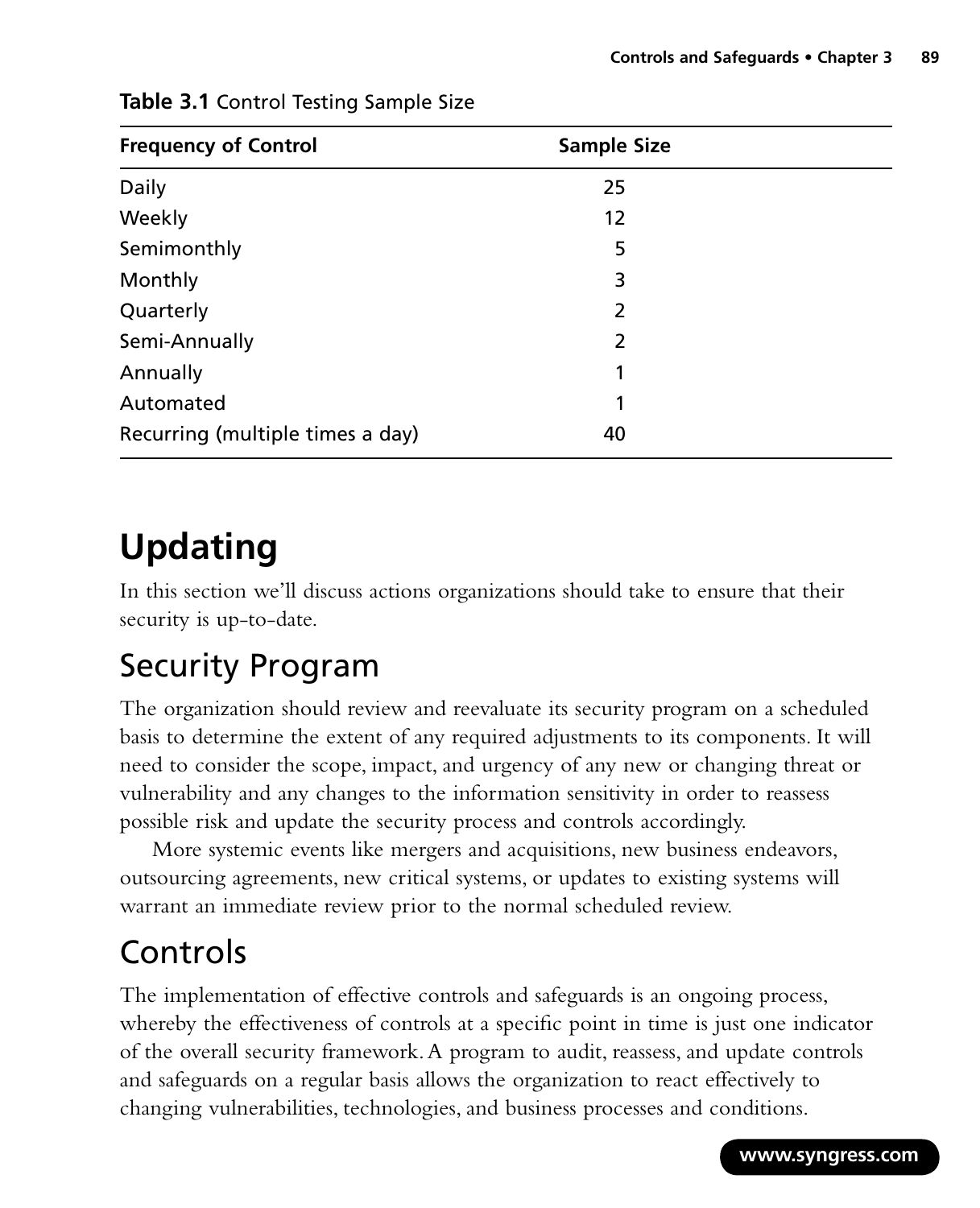**Table 3.1** Control Testing Sample Size

| Frequency of Control | Sample Size |
|---|---|
| Daily | 25 |
| Weekly | 12 |
| Semimonthly | 5 |
| Monthly | 3 |
| Quarterly | 2 |
| Semi-Annually | 2 |
| Annually | 1 |
| Automated | 1 |
| Recurring (multiple times a day) | 40 |

# Updating

In this section we'll discuss actions organizations should take to ensure that their security is up-to-date.

## Security Program

The organization should review and reevaluate its security program on a scheduled basis to determine the extent of any required adjustments to its components. It will need to consider the scope, impact, and urgency of any new or changing threat or vulnerability and any changes to the information sensitivity in order to reassess possible risk and update the security process and controls accordingly.

More systemic events like mergers and acquisitions, new business endeavors, outsourcing agreements, new critical systems, or updates to existing systems will warrant an immediate review prior to the normal scheduled review.

## Controls

The implementation of effective controls and safeguards is an ongoing process, whereby the effectiveness of controls at a specific point in time is just one indicator of the overall security framework. A program to audit, reassess, and update controls and safeguards on a regular basis allows the organization to react effectively to changing vulnerabilities, technologies, and business processes and conditions.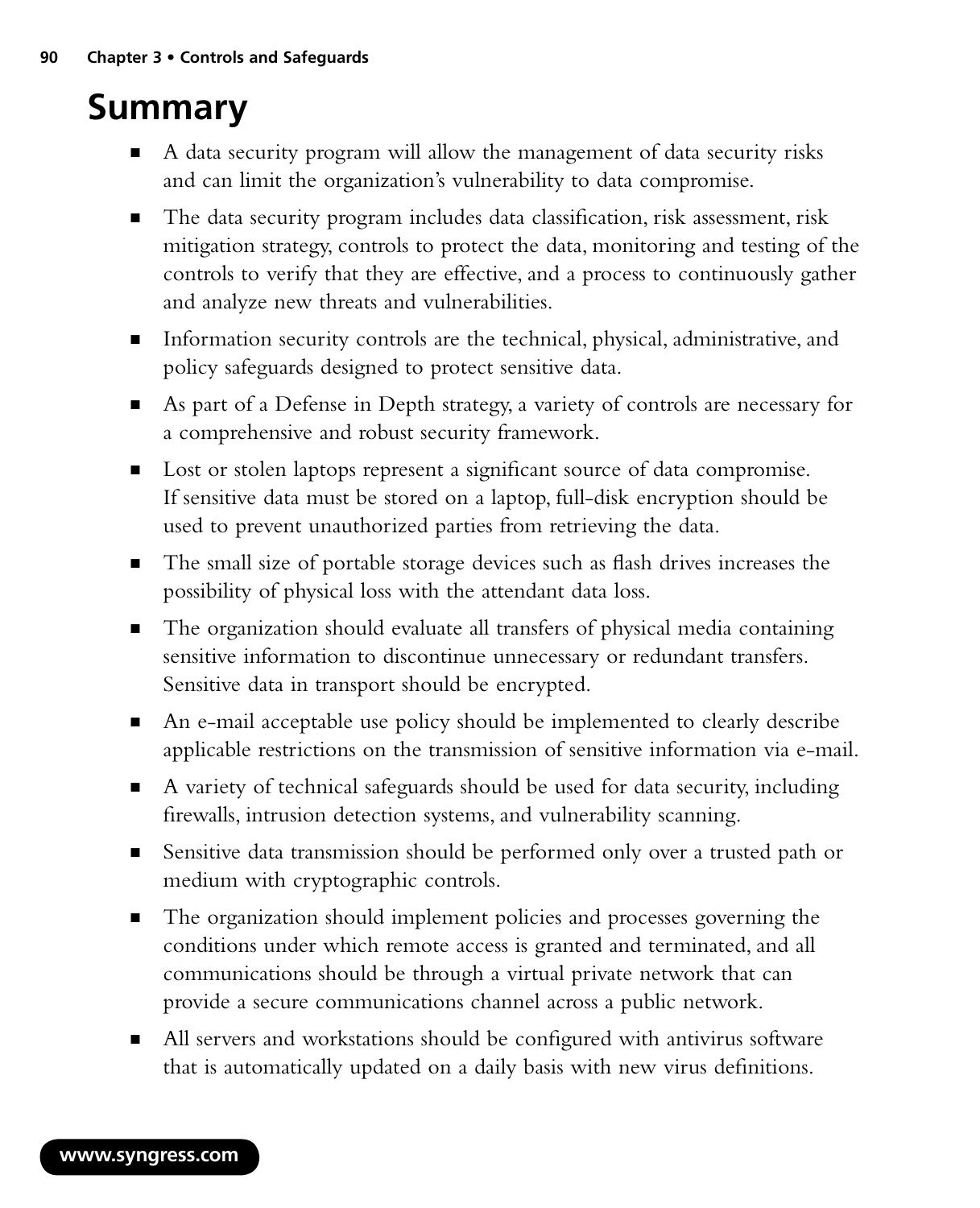# Summary

- A data security program will allow the management of data security risks and can limit the organization's vulnerability to data compromise.
- The data security program includes data classification, risk assessment, risk mitigation strategy, controls to protect the data, monitoring and testing of the controls to verify that they are effective, and a process to continuously gather and analyze new threats and vulnerabilities.
- Information security controls are the technical, physical, administrative, and policy safeguards designed to protect sensitive data.
- As part of a Defense in Depth strategy, a variety of controls are necessary for a comprehensive and robust security framework.
- Lost or stolen laptops represent a significant source of data compromise. If sensitive data must be stored on a laptop, full-disk encryption should be used to prevent unauthorized parties from retrieving the data.
- The small size of portable storage devices such as flash drives increases the possibility of physical loss with the attendant data loss.
- The organization should evaluate all transfers of physical media containing sensitive information to discontinue unnecessary or redundant transfers. Sensitive data in transport should be encrypted.
- An e-mail acceptable use policy should be implemented to clearly describe applicable restrictions on the transmission of sensitive information via e-mail.
- A variety of technical safeguards should be used for data security, including firewalls, intrusion detection systems, and vulnerability scanning.
- Sensitive data transmission should be performed only over a trusted path or medium with cryptographic controls.
- The organization should implement policies and processes governing the conditions under which remote access is granted and terminated, and all communications should be through a virtual private network that can provide a secure communications channel across a public network.
- All servers and workstations should be configured with antivirus software that is automatically updated on a daily basis with new virus definitions.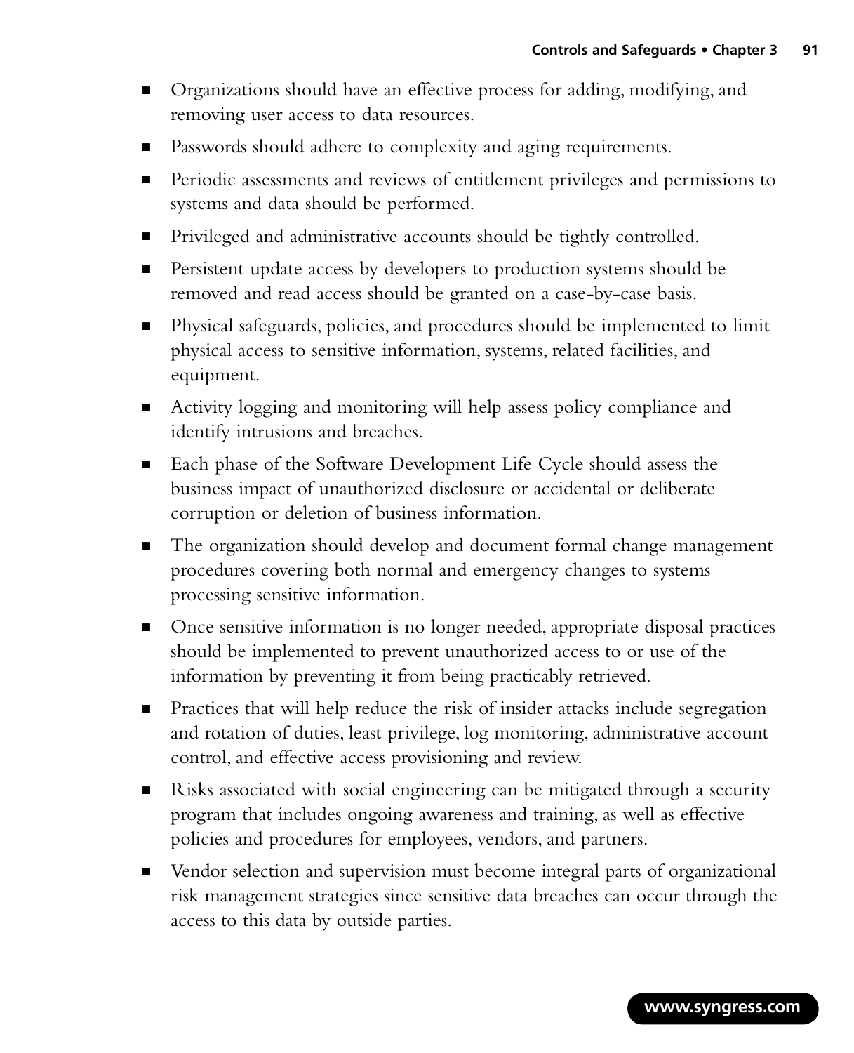- Organizations should have an effective process for adding, modifying, and removing user access to data resources.
- Passwords should adhere to complexity and aging requirements.
- Periodic assessments and reviews of entitlement privileges and permissions to systems and data should be performed.
- Privileged and administrative accounts should be tightly controlled.
- Persistent update access by developers to production systems should be removed and read access should be granted on a case-by-case basis.
- Physical safeguards, policies, and procedures should be implemented to limit physical access to sensitive information, systems, related facilities, and equipment.
- Activity logging and monitoring will help assess policy compliance and identify intrusions and breaches.
- Each phase of the Software Development Life Cycle should assess the business impact of unauthorized disclosure or accidental or deliberate corruption or deletion of business information.
- The organization should develop and document formal change management procedures covering both normal and emergency changes to systems processing sensitive information.
- Once sensitive information is no longer needed, appropriate disposal practices should be implemented to prevent unauthorized access to or use of the information by preventing it from being practicably retrieved.
- Practices that will help reduce the risk of insider attacks include segregation and rotation of duties, least privilege, log monitoring, administrative account control, and effective access provisioning and review.
- Risks associated with social engineering can be mitigated through a security program that includes ongoing awareness and training, as well as effective policies and procedures for employees, vendors, and partners.
- Vendor selection and supervision must become integral parts of organizational risk management strategies since sensitive data breaches can occur through the access to this data by outside parties.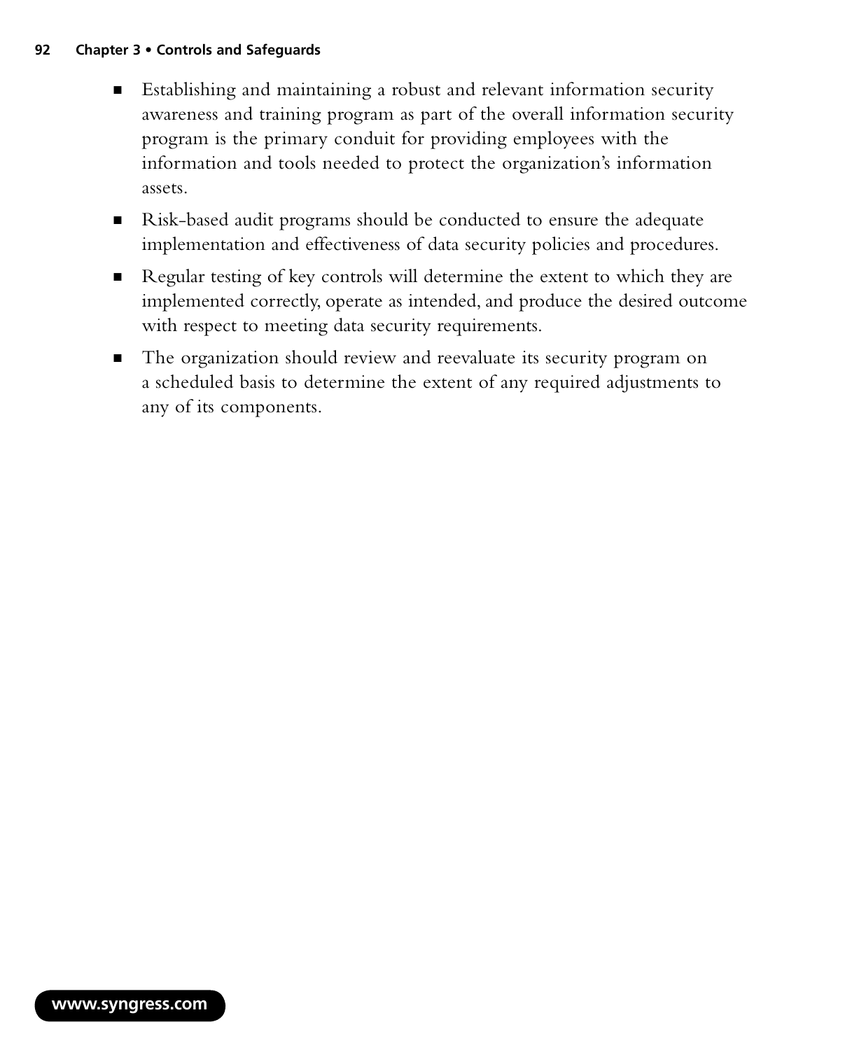- Establishing and maintaining a robust and relevant information security awareness and training program as part of the overall information security program is the primary conduit for providing employees with the information and tools needed to protect the organization's information assets.
- Risk-based audit programs should be conducted to ensure the adequate implementation and effectiveness of data security policies and procedures.
- Regular testing of key controls will determine the extent to which they are implemented correctly, operate as intended, and produce the desired outcome with respect to meeting data security requirements.
- The organization should review and reevaluate its security program on a scheduled basis to determine the extent of any required adjustments to any of its components.